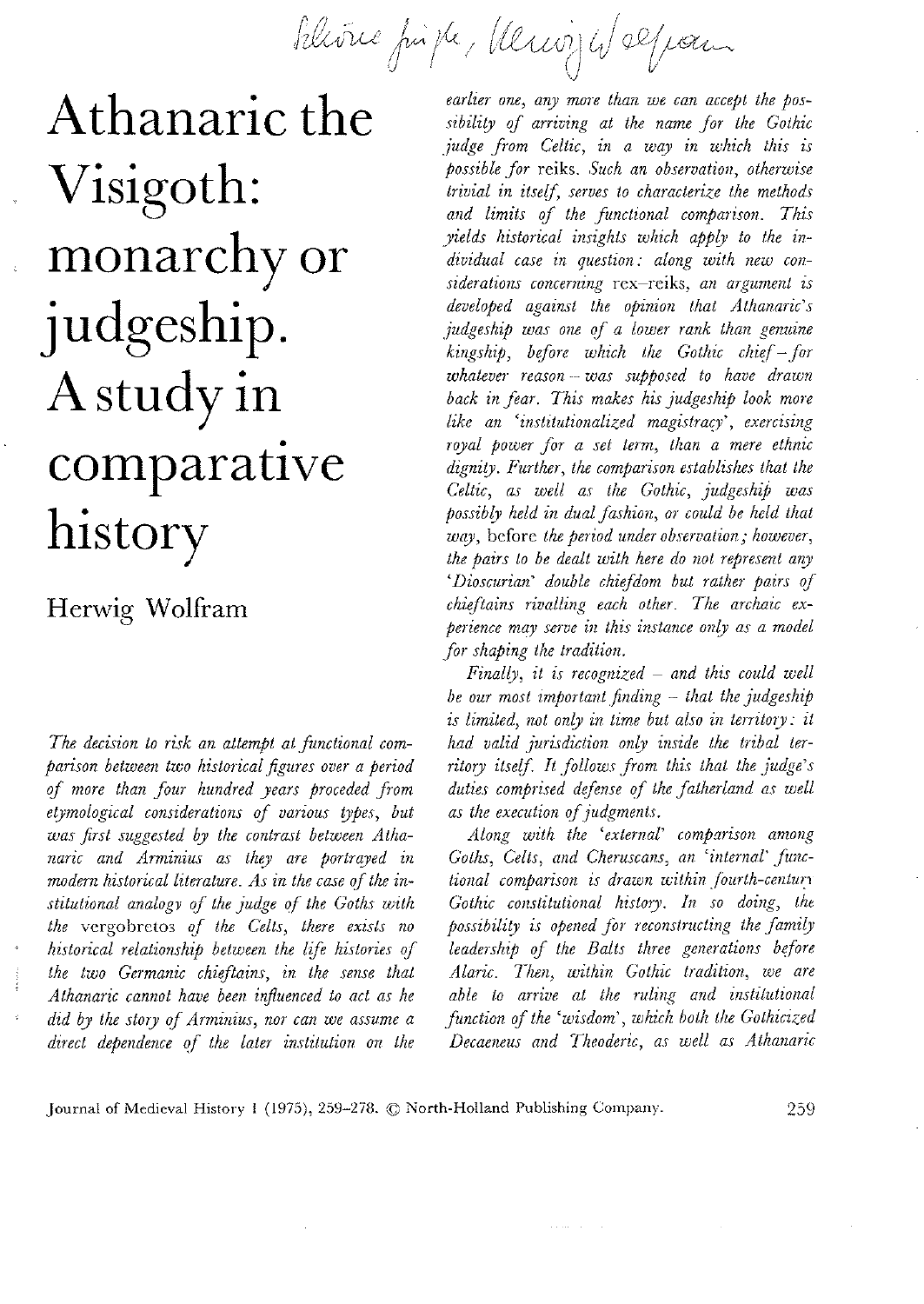# Athanaric the Visigoth: monarchy or judgeship. A study in comparative history

Herwig Wolfram

*The decision to risk an attempt at functional comparison between two historical figures over a period of more than four hundred years proceeded from etymological considerations of various types, but was first suggested by the contrast between Athanaric and Arminius as they are portrayed in modern historical literature. As in the case of the institutional analogy of the judge of the Goths with the* vergobretos *of the Celts, there exists no historical relationship between the life histories of the two Germanic chieftains, in the sense that Athanaric cannot have been influenced to act as he did by the story of Arminius, nor can we assume a direct dependence of the later institution on the earlier one, any more than we can accept the possibility of arriving at the name for the Gothic judge from Celtic, in a way in which this is possible for* reiks. *Such an observation, otherwise trivial in itself, serves to characterize the methods and limits of the functional comparison. This yields historical insights which apply to the individual case in question: along with new considerations concerning* rex–reiks, *an argument is developed against the opinion that Athanaric's judgeship was one of a lower rank than genuine kingship, before which the Gothic chief – for whatever reason – was supposed to have drawn back in fear. This makes his judgeship look more like an 'institutionalized magistracy', exercising royal power for a set term, than a mere ethnic dignity. Further, the comparison establishes that the Celtic, as well as the Gothic, judgeship was possibly held in dual fashion, or could be held that way,* before *the period under observation; however, the pairs to be dealt with here do not represent any 'Dioscurian' double chiefdom but rather pairs of chieftains rivalling each other. The archaic experience may serve in this instance only as a model for shaping the tradition.*

*Finally, it is recognized – and this could well be our most important finding – that the judgeship is limited, not only in time but also in territory: it had valid jurisdiction only inside the tribal territory itself. It follows from this that the judge's duties comprised defense of the fatherland as well as the execution of judgments.*

*Along with the 'external' comparison among Goths, Celts, and Cheruscans, an 'internal' functional comparison is drawn within fourth-century Gothic constitutional history. In so doing, the possibility is opened for reconstructing the family leadership of the Balts three generations before Alaric. Then, within Gothic tradition, we are able to arrive at the ruling and institutional function of the 'wisdom', which both the Gothicized Decaeneus and Theoderic, as well as Athanaric*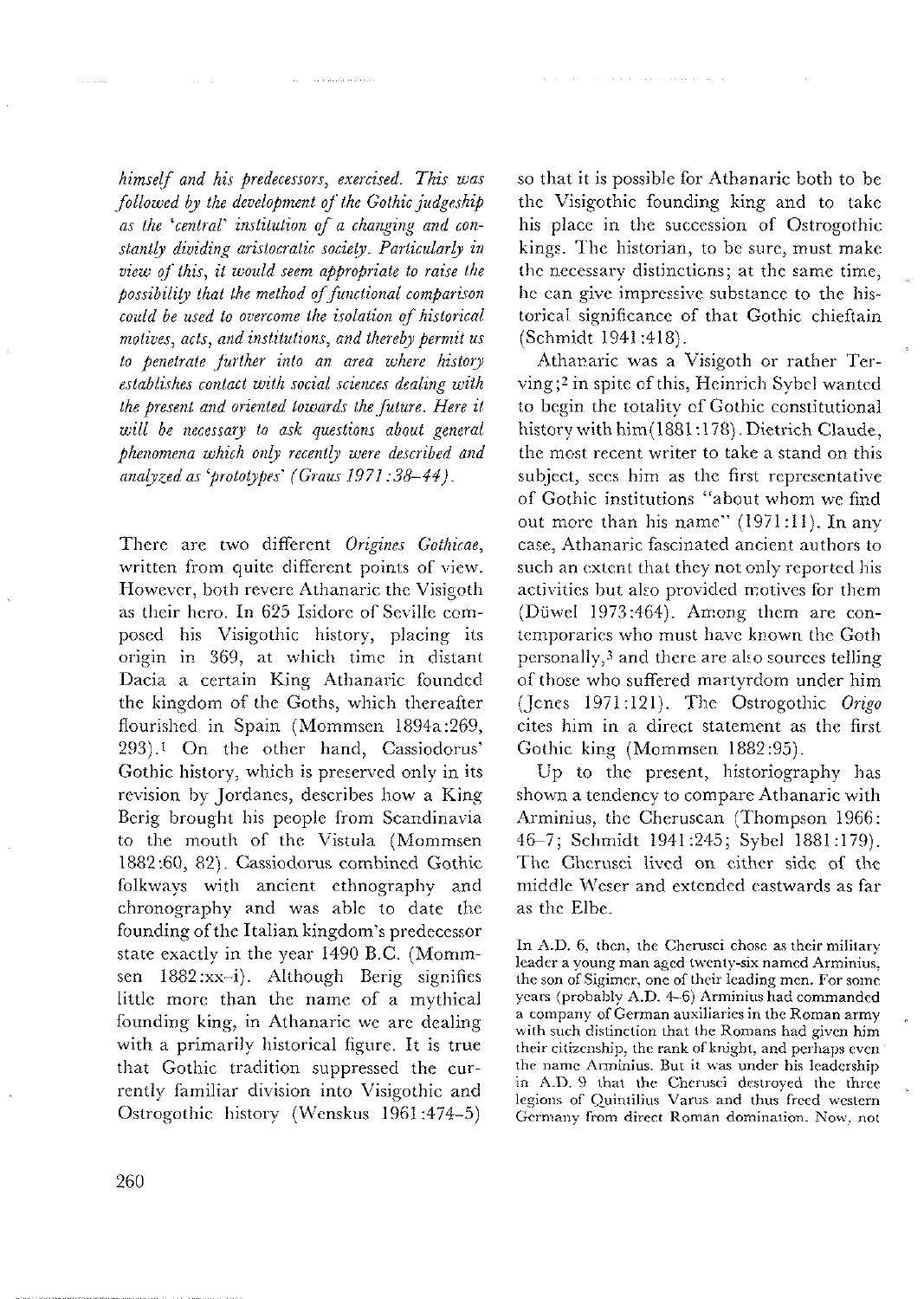*himself and his predecessors, exercised. This was followed by the development of the Gothic judgeship as the 'central' institution of a changing and constantly dividing aristocratic society. Particularly in view of this, it would seem appropriate to raise the possibility that the method of functional comparison could be used to overcome the isolation of historical motives, acts, and institutions, and thereby permit us to penetrate further into an area where history establishes contact with social sciences dealing with the present and oriented towards the future. Here it will be necessary to ask questions about general phenomena which only recently were described and analyzed as 'prototypes' (Graus 1971:38–44).*

There are two different *Origines Gothicae*, written from quite different points of view. However, both revere Athanaric the Visigoth as their hero. In 625 Isidore of Seville composed his Visigothic history, placing its origin in 369, at which time in distant Dacia a certain King Athanaric founded the kingdom of the Goths, which thereafter flourished in Spain (Mommsen 1894a:269, 293).[1] On the other hand, Cassiodorus' Gothic history, which is preserved only in its revision by Jordanes, describes how a King Berig brought his people from Scandinavia to the mouth of the Vistula (Mommsen 1882:60, 82). Cassiodorus combined Gothic folkways with ancient ethnography and chronography and was able to date the founding of the Italian kingdom's predecessor state exactly in the year 1490 B.C. (Mommsen 1882:xx–i). Although Berig signifies little more than the name of a mythical founding king, in Athanaric we are dealing with a primarily historical figure. It is true that Gothic tradition suppressed the currently familiar division into Visigothic and Ostrogothic history (Wenskus 1961:474–5) so that it is possible for Athanaric both to be the Visigothic founding king and to take his place in the succession of Ostrogothic kings. The historian, to be sure, must make the necessary distinctions; at the same time, he can give impressive substance to the historical significance of that Gothic chieftain (Schmidt 1941:418).

Athanaric was a Visigoth or rather Terving;[2] in spite of this, Heinrich Sybel wanted to begin the totality of Gothic constitutional history with him (1881:178). Dietrich Claude, the most recent writer to take a stand on this subject, sees him as the first representative of Gothic institutions "about whom we find out more than his name" (1971:11). In any case, Athanaric fascinated ancient authors to such an extent that they not only reported his activities but also provided motives for them (Düwel 1973:464). Among them are contemporaries who must have known the Goth personally,[3] and there are also sources telling of those who suffered martyrdom under him (Jones 1971:121). The Ostrogothic *Origo* cites him in a direct statement as the first Gothic king (Mommsen 1882:95).

Up to the present, historiography has shown a tendency to compare Athanaric with Arminius, the Cheruscan (Thompson 1966:46–7; Schmidt 1941:245; Sybel 1881:179). The Cherusci lived on either side of the middle Weser and extended eastwards as far as the Elbe.

> In A.D. 6, then, the Cherusci chose as their military leader a young man aged twenty-six named Arminius, the son of Sigimer, one of their leading men. For some years (probably A.D. 4–6) Arminius had commanded a company of German auxiliaries in the Roman army with such distinction that the Romans had given him their citizenship, the rank of knight, and perhaps even the name Arminius. But it was under his leadership in A.D. 9 that the Cherusci destroyed the three legions of Quintilius Varus and thus freed western Germany from direct Roman domination. Now, not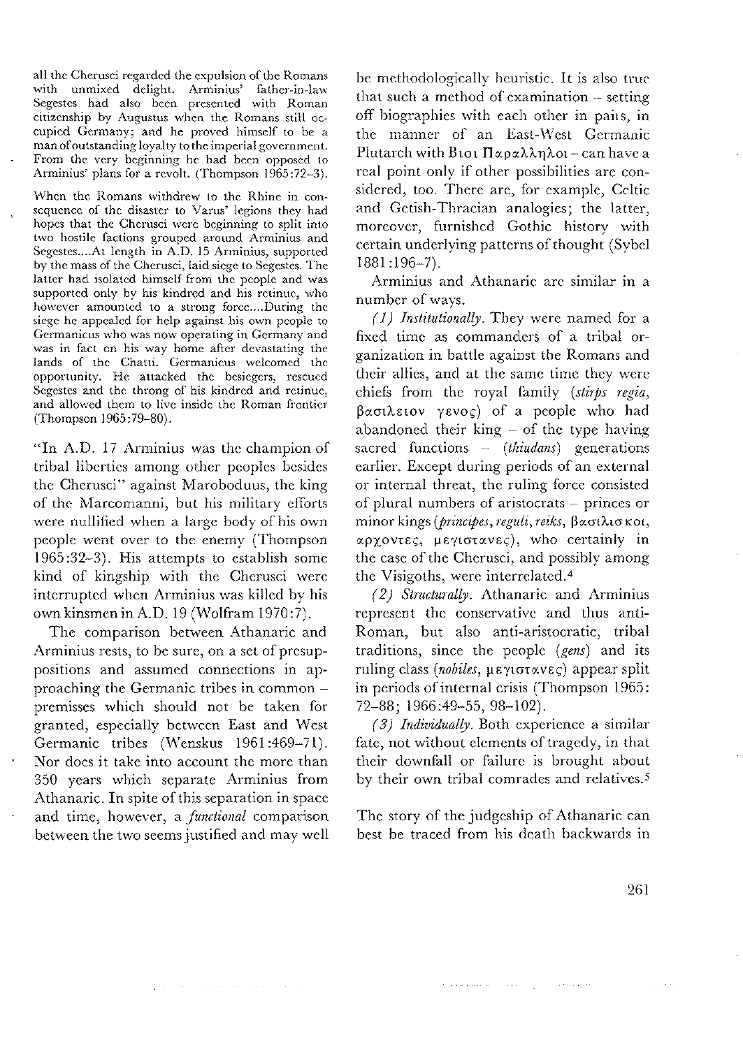> all the Cherusci regarded the expulsion of the Romans with unmixed delight. Arminius' father-in-law Segestes had also been presented with Roman citizenship by Augustus when the Romans still occupied Germany; and he proved himself to be a man of outstanding loyalty to the imperial government. From the very beginning he had been opposed to Arminius' plans for a revolt. (Thompson 1965:72–3).

> When the Romans withdrew to the Rhine in consequence of the disaster to Varus' legions they had hopes that the Cherusci were beginning to split into two hostile factions grouped around Arminius and Segestes....At length in A.D. 15 Arminius, supported by the mass of the Cherusci, laid siege to Segestes. The latter had isolated himself from the people and was supported only by his kindred and his retinue, who however amounted to a strong force....During the siege he appealed for help against his own people to Germanicus who was now operating in Germany and was in fact on his way home after devastating the lands of the Chatti. Germanicus welcomed the opportunity. He attacked the besiegers, rescued Segestes and the throng of his kindred and retinue, and allowed them to live inside the Roman frontier (Thompson 1965:79–80).

"In A.D. 17 Arminius was the champion of tribal liberties among other peoples besides the Cherusci" against Maroboduus, the king of the Marcomanni, but his military efforts were nullified when a large body of his own people went over to the enemy (Thompson 1965:32–3). His attempts to establish some kind of kingship with the Cherusci were interrupted when Arminius was killed by his own kinsmen in A.D. 19 (Wolfram 1970:7).

The comparison between Athanaric and Arminius rests, to be sure, on a set of presuppositions and assumed connections in approaching the Germanic tribes in common – premisses which should not be taken for granted, especially between East and West Germanic tribes (Wenskus 1961:469–71). Nor does it take into account the more than 350 years which separate Arminius from Athanaric. In spite of this separation in space and time, however, a *functional* comparison between the two seems justified and may well be methodologically heuristic. It is also true that such a method of examination – setting off biographies with each other in pairs, in the manner of an East-West Germanic Plutarch with Βιοι Παραλληλοι – can have a real point only if other possibilities are considered, too. There are, for example, Celtic and Getish-Thracian analogies; the latter, moreover, furnished Gothic history with certain underlying patterns of thought (Sybel 1881:196–7).

Arminius and Athanaric are similar in a number of ways.

*(1) Institutionally.* They were named for a fixed time as commanders of a tribal organization in battle against the Romans and their allies, and at the same time they were chiefs from the royal family (*stirps regia*, βασιλειον γενος) of a people who had abandoned their king – of the type having sacred functions – (*thiudans*) generations earlier. Except during periods of an external or internal threat, the ruling force consisted of plural numbers of aristocrats – princes or minor kings (*principes*, *reguli*, *reiks*, βασιλισκοι, αρχοντες, μεγιστανες), who certainly in the case of the Cherusci, and possibly among the Visigoths, were interrelated.[4]

*(2) Structurally.* Athanaric and Arminius represent the conservative and thus anti-Roman, but also anti-aristocratic, tribal traditions, since the people (*gens*) and its ruling class (*nobiles*, μεγιστανες) appear split in periods of internal crisis (Thompson 1965:72–88; 1966:49–55, 98–102).

*(3) Individually.* Both experience a similar fate, not without elements of tragedy, in that their downfall or failure is brought about by their own tribal comrades and relatives.[5]

The story of the judgeship of Athanaric can best be traced from his death backwards in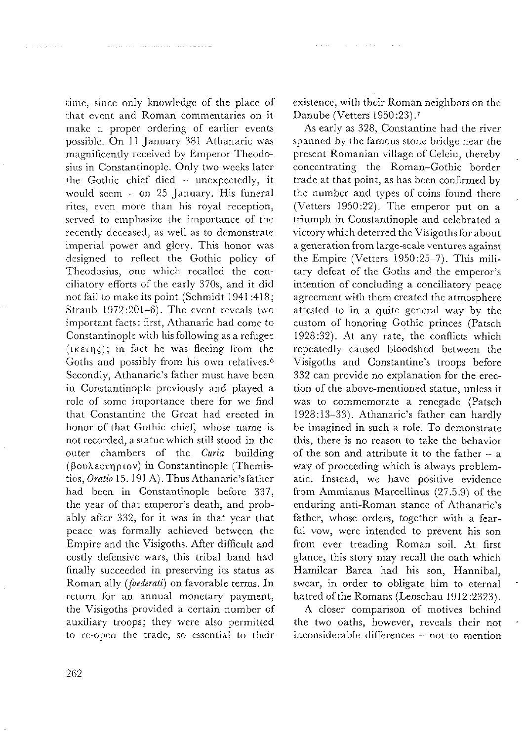time, since only knowledge of the place of that event and Roman commentaries on it make a proper ordering of earlier events possible. On 11 January 381 Athanaric was magnificently received by Emperor Theodosius in Constantinople. Only two weeks later the Gothic chief died – unexpectedly, it would seem – on 25 January. His funeral rites, even more than his royal reception, served to emphasize the importance of the recently deceased, as well as to demonstrate imperial power and glory. This honor was designed to reflect the Gothic policy of Theodosius, one which recalled the conciliatory efforts of the early 370s, and it did not fail to make its point (Schmidt 1941:418; Straub 1972:201–6). The event reveals two important facts: first, Athanaric had come to Constantinople with his following as a refugee (ἱκέτης); in fact he was fleeing from the Goths and possibly from his own relatives.[6] Secondly, Athanaric's father must have been in Constantinople previously and played a role of some importance there for we find that Constantine the Great had erected in honor of that Gothic chief, whose name is not recorded, a statue which still stood in the outer chambers of the *Curia* building (βουλευτήριον) in Constantinople (Themistios, *Oratio* 15. 191 A). Thus Athanaric's father had been in Constantinople before 337, the year of that emperor's death, and probably after 332, for it was in that year that peace was formally achieved between the Empire and the Visigoths. After difficult and costly defensive wars, this tribal band had finally succeeded in preserving its status as Roman ally (*foederati*) on favorable terms. In return for an annual monetary payment, the Visigoths provided a certain number of auxiliary troops; they were also permitted to re-open the trade, so essential to their existence, with their Roman neighbors on the Danube (Vetters 1950:23).[7]

As early as 328, Constantine had the river spanned by the famous stone bridge near the present Romanian village of Celeiu, thereby concentrating the Roman–Gothic border trade at that point, as has been confirmed by the number and types of coins found there (Vetters 1950:22). The emperor put on a triumph in Constantinople and celebrated a victory which deterred the Visigoths for about a generation from large-scale ventures against the Empire (Vetters 1950:25–7). This military defeat of the Goths and the emperor's intention of concluding a conciliatory peace agreement with them created the atmosphere attested to in a quite general way by the custom of honoring Gothic princes (Patsch 1928:32). At any rate, the conflicts which repeatedly caused bloodshed between the Visigoths and Constantine's troops before 332 can provide no explanation for the erection of the above-mentioned statue, unless it was to commemorate a renegade (Patsch 1928:13–33). Athanaric's father can hardly be imagined in such a role. To demonstrate this, there is no reason to take the behavior of the son and attribute it to the father – a way of proceeding which is always problematic. Instead, we have positive evidence from Ammianus Marcellinus (27.5.9) of the enduring anti-Roman stance of Athanaric's father, whose orders, together with a fearful vow, were intended to prevent his son from ever treading Roman soil. At first glance, this story may recall the oath which Hamilcar Barca had his son, Hannibal, swear, in order to obligate him to eternal hatred of the Romans (Lenschau 1912:2323).

A closer comparison of motives behind the two oaths, however, reveals their not inconsiderable differences – not to mention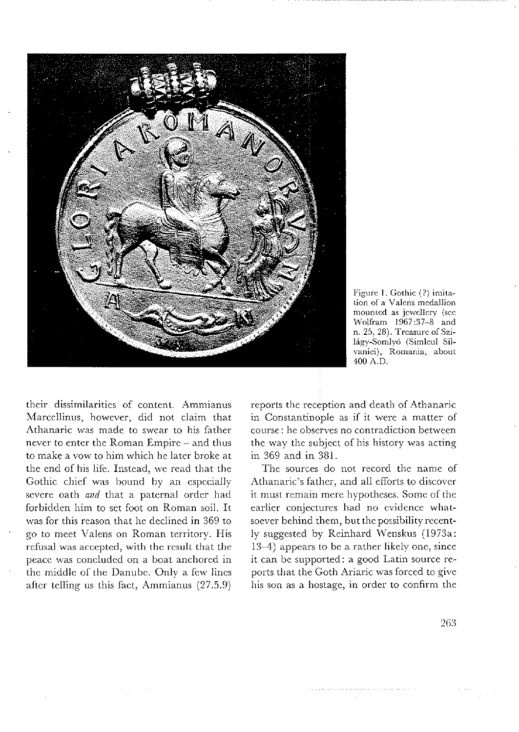Figure 1. Gothic (?) imitation of a Valens medallion mounted as jewellery (see Wolfram 1967:37–8 and n. 25, 28). Treasure of Szilágy-Somlyó (Simleul Silvaniei), Romania, about 400 A.D.

their dissimilarities of content. Ammianus Marcellinus, however, did not claim that Athanaric was made to swear to his father never to enter the Roman Empire – and thus to make a vow to him which he later broke at the end of his life. Instead, we read that the Gothic chief was bound by an especially severe oath *and* that a paternal order had forbidden him to set foot on Roman soil. It was for this reason that he declined in 369 to go to meet Valens on Roman territory. His refusal was accepted, with the result that the peace was concluded on a boat anchored in the middle of the Danube. Only a few lines after telling us this fact, Ammianus (27.5.9) reports the reception and death of Athanaric in Constantinople as if it were a matter of course: he observes no contradiction between the way the subject of his history was acting in 369 and in 381.

The sources do not record the name of Athanaric's father, and all efforts to discover it must remain mere hypotheses. Some of the earlier conjectures had no evidence whatsoever behind them, but the possibility recently suggested by Reinhard Wenskus (1973a: 13–4) appears to be a rather likely one, since it can be supported: a good Latin source reports that the Goth Ariaric was forced to give his son as a hostage, in order to confirm the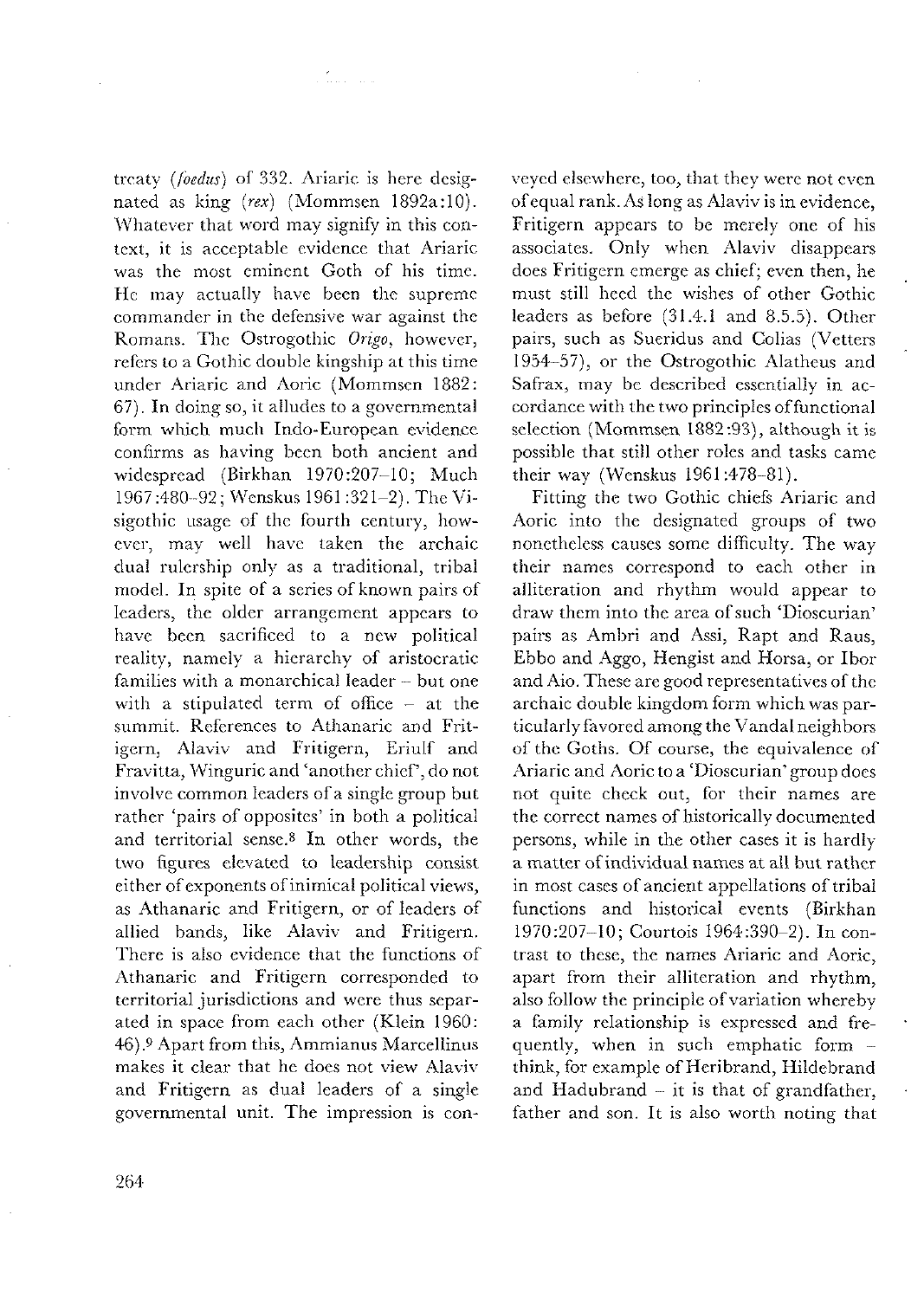treaty (*foedus*) of 332. Ariaric is here designated as king (*rex*) (Mommsen 1892a:10). Whatever that word may signify in this context, it is acceptable evidence that Ariaric was the most eminent Goth of his time. He may actually have been the supreme commander in the defensive war against the Romans. The Ostrogothic *Origo*, however, refers to a Gothic double kingship at this time under Ariaric and Aoric (Mommsen 1882: 67). In doing so, it alludes to a governmental form which much Indo-European evidence confirms as having been both ancient and widespread (Birkhan 1970:207–10; Much 1967:480–92; Wenskus 1961:321–2). The Visigothic usage of the fourth century, however, may well have taken the archaic dual rulership only as a traditional, tribal model. In spite of a series of known pairs of leaders, the older arrangement appears to have been sacrificed to a new political reality, namely a hierarchy of aristocratic families with a monarchical leader – but one with a stipulated term of office – at the summit. References to Athanaric and Fritigern, Alaviv and Fritigern, Eriulf and Fravitta, Winguric and 'another chief', do not involve common leaders of a single group but rather 'pairs of opposites' in both a political and territorial sense.[8] In other words, the two figures elevated to leadership consist either of exponents of inimical political views, as Athanaric and Fritigern, or of leaders of allied bands, like Alaviv and Fritigern. There is also evidence that the functions of Athanaric and Fritigern corresponded to territorial jurisdictions and were thus separated in space from each other (Klein 1960: 46).[9] Apart from this, Ammianus Marcellinus makes it clear that he does not view Alaviv and Fritigern as dual leaders of a single governmental unit. The impression is conveyed elsewhere, too, that they were not even of equal rank. As long as Alaviv is in evidence, Fritigern appears to be merely one of his associates. Only when Alaviv disappears does Fritigern emerge as chief; even then, he must still heed the wishes of other Gothic leaders as before (31.4.1 and 8.5.5). Other pairs, such as Sueridus and Colias (Vetters 1954–57), or the Ostrogothic Alatheus and Safrax, may be described essentially in accordance with the two principles of functional selection (Mommsen 1882:93), although it is possible that still other roles and tasks came their way (Wenskus 1961:478–81).

Fitting the two Gothic chiefs Ariaric and Aoric into the designated groups of two nonetheless causes some difficulty. The way their names correspond to each other in alliteration and rhythm would appear to draw them into the area of such 'Dioscurian' pairs as Ambri and Assi, Rapt and Raus, Ebbo and Aggo, Hengist and Horsa, or Ibor and Aio. These are good representatives of the archaic double kingdom form which was particularly favored among the Vandal neighbors of the Goths. Of course, the equivalence of Ariaric and Aoric to a 'Dioscurian' group does not quite check out, for their names are the correct names of historically documented persons, while in the other cases it is hardly a matter of individual names at all but rather in most cases of ancient appellations of tribal functions and historical events (Birkhan 1970:207–10; Courtois 1964:390–2). In contrast to these, the names Ariaric and Aoric, apart from their alliteration and rhythm, also follow the principle of variation whereby a family relationship is expressed and frequently, when in such emphatic form – think, for example of Heribrand, Hildebrand and Hadubrand – it is that of grandfather, father and son. It is also worth noting that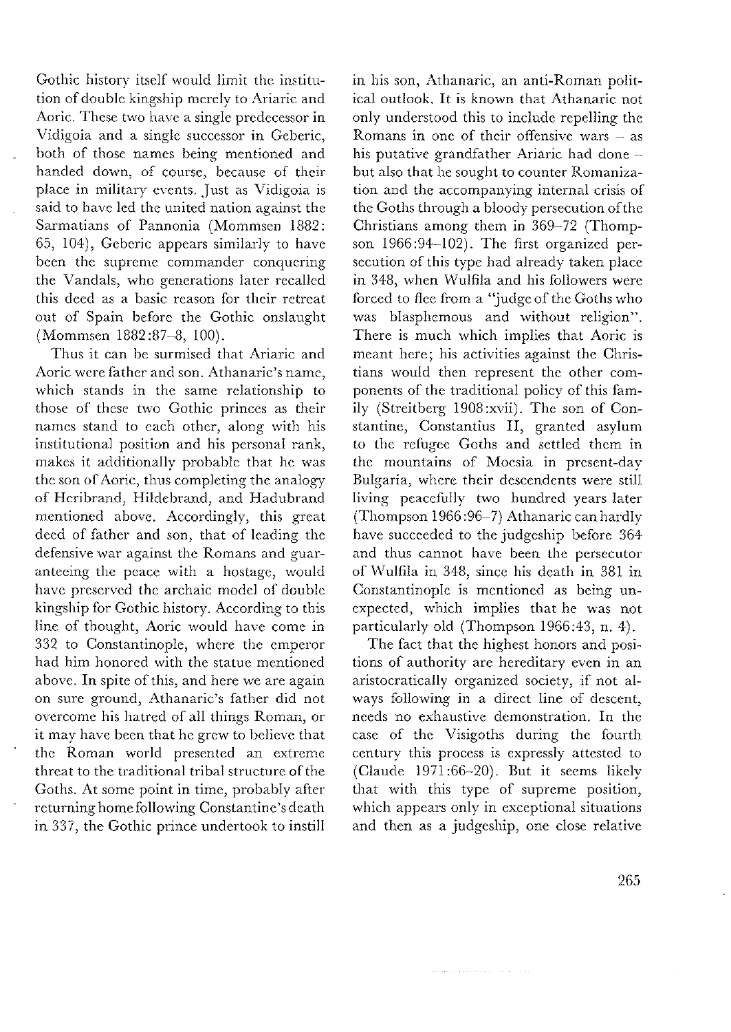Gothic history itself would limit the institution of double kingship merely to Ariaric and Aoric. These two have a single predecessor in Vidigoia and a single successor in Geberic, both of those names being mentioned and handed down, of course, because of their place in military events. Just as Vidigoia is said to have led the united nation against the Sarmatians of Pannonia (Mommsen 1882: 65, 104), Geberic appears similarly to have been the supreme commander conquering the Vandals, who generations later recalled this deed as a basic reason for their retreat out of Spain before the Gothic onslaught (Mommsen 1882:87–8, 100).

Thus it can be surmised that Ariaric and Aoric were father and son. Athanaric's name, which stands in the same relationship to those of these two Gothic princes as their names stand to each other, along with his institutional position and his personal rank, makes it additionally probable that he was the son of Aoric, thus completing the analogy of Heribrand, Hildebrand, and Hadubrand mentioned above. Accordingly, this great deed of father and son, that of leading the defensive war against the Romans and guaranteeing the peace with a hostage, would have preserved the archaic model of double kingship for Gothic history. According to this line of thought, Aoric would have come in 332 to Constantinople, where the emperor had him honored with the statue mentioned above. In spite of this, and here we are again on sure ground, Athanaric's father did not overcome his hatred of all things Roman, or it may have been that he grew to believe that the Roman world presented an extreme threat to the traditional tribal structure of the Goths. At some point in time, probably after returning home following Constantine's death in 337, the Gothic prince undertook to instill in his son, Athanaric, an anti-Roman political outlook. It is known that Athanaric not only understood this to include repelling the Romans in one of their offensive wars – as his putative grandfather Ariaric had done – but also that he sought to counter Romanization and the accompanying internal crisis of the Goths through a bloody persecution of the Christians among them in 369–72 (Thompson 1966:94–102). The first organized persecution of this type had already taken place in 348, when Wulfila and his followers were forced to flee from a "judge of the Goths who was blasphemous and without religion". There is much which implies that Aoric is meant here; his activities against the Christians would then represent the other components of the traditional policy of this family (Streitberg 1908:xvii). The son of Constantine, Constantius II, granted asylum to the refugee Goths and settled them in the mountains of Moesia in present-day Bulgaria, where their descendents were still living peacefully two hundred years later (Thompson 1966:96–7) Athanaric can hardly have succeeded to the judgeship before 364 and thus cannot have been the persecutor of Wulfila in 348, since his death in 381 in Constantinople is mentioned as being unexpected, which implies that he was not particularly old (Thompson 1966:43, n. 4).

The fact that the highest honors and positions of authority are hereditary even in an aristocratically organized society, if not always following in a direct line of descent, needs no exhaustive demonstration. In the case of the Visigoths during the fourth century this process is expressly attested to (Claude 1971:66–20). But it seems likely that with this type of supreme position, which appears only in exceptional situations and then as a judgeship, one close relative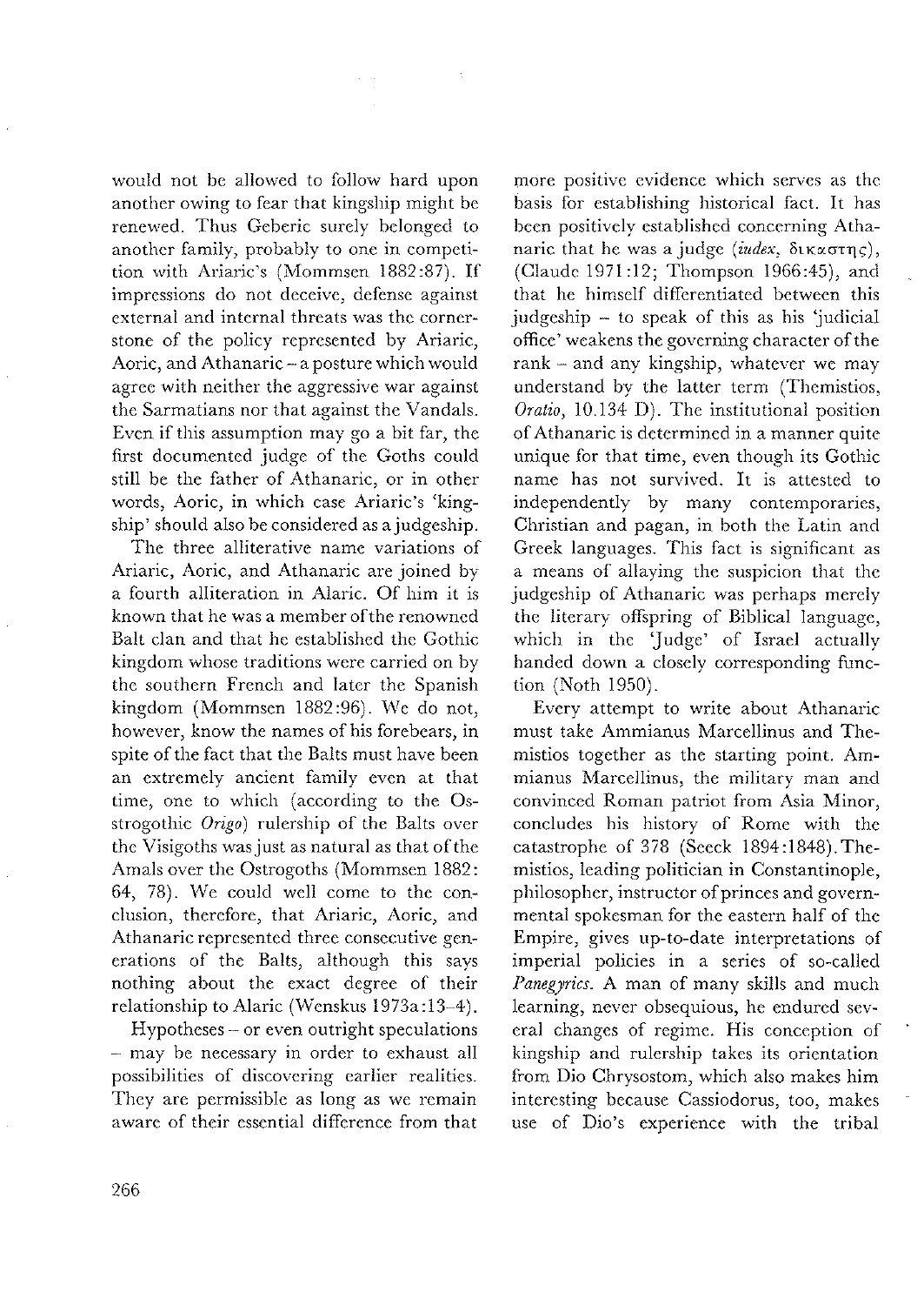would not be allowed to follow hard upon another owing to fear that kingship might be renewed. Thus Geberic surely belonged to another family, probably to one in competition with Ariaric's (Mommsen 1882:87). If impressions do not deceive, defense against external and internal threats was the cornerstone of the policy represented by Ariaric, Aoric, and Athanaric – a posture which would agree with neither the aggressive war against the Sarmatians nor that against the Vandals. Even if this assumption may go a bit far, the first documented judge of the Goths could still be the father of Athanaric, or in other words, Aoric, in which case Ariaric's 'kingship' should also be considered as a judgeship.

The three alliterative name variations of Ariaric, Aoric, and Athanaric are joined by a fourth alliteration in Alaric. Of him it is known that he was a member of the renowned Balt clan and that he established the Gothic kingdom whose traditions were carried on by the southern French and later the Spanish kingdom (Mommsen 1882:96). We do not, however, know the names of his forebears, in spite of the fact that the Balts must have been an extremely ancient family even at that time, one to which (according to the Osstrogothic *Origo*) rulership of the Balts over the Visigoths was just as natural as that of the Amals over the Ostrogoths (Mommsen 1882: 64, 78). We could well come to the conclusion, therefore, that Ariaric, Aoric, and Athanaric represented three consecutive generations of the Balts, although this says nothing about the exact degree of their relationship to Alaric (Wenskus 1973a:13–4).

Hypotheses – or even outright speculations – may be necessary in order to exhaust all possibilities of discovering earlier realities. They are permissible as long as we remain aware of their essential difference from that more positive evidence which serves as the basis for establishing historical fact. It has been positively established concerning Athanaric that he was a judge (*iudex*, δικαστης), (Claude 1971:12; Thompson 1966:45), and that he himself differentiated between this judgeship – to speak of this as his 'judicial office' weakens the governing character of the rank – and any kingship, whatever we may understand by the latter term (Themistios, *Oratio*, 10.134 D). The institutional position of Athanaric is determined in a manner quite unique for that time, even though its Gothic name has not survived. It is attested to independently by many contemporaries, Christian and pagan, in both the Latin and Greek languages. This fact is significant as a means of allaying the suspicion that the judgeship of Athanaric was perhaps merely the literary offspring of Biblical language, which in the 'Judge' of Israel actually handed down a closely corresponding function (Noth 1950).

Every attempt to write about Athanaric must take Ammianus Marcellinus and Themistios together as the starting point. Ammianus Marcellinus, the military man and convinced Roman patriot from Asia Minor, concludes his history of Rome with the catastrophe of 378 (Seeck 1894:1848). Themistios, leading politician in Constantinople, philosopher, instructor of princes and governmental spokesman for the eastern half of the Empire, gives up-to-date interpretations of imperial policies in a series of so-called *Panegyrics*. A man of many skills and much learning, never obsequious, he endured several changes of regime. His conception of kingship and rulership takes its orientation from Dio Chrysostom, which also makes him interesting because Cassiodorus, too, makes use of Dio's experience with the tribal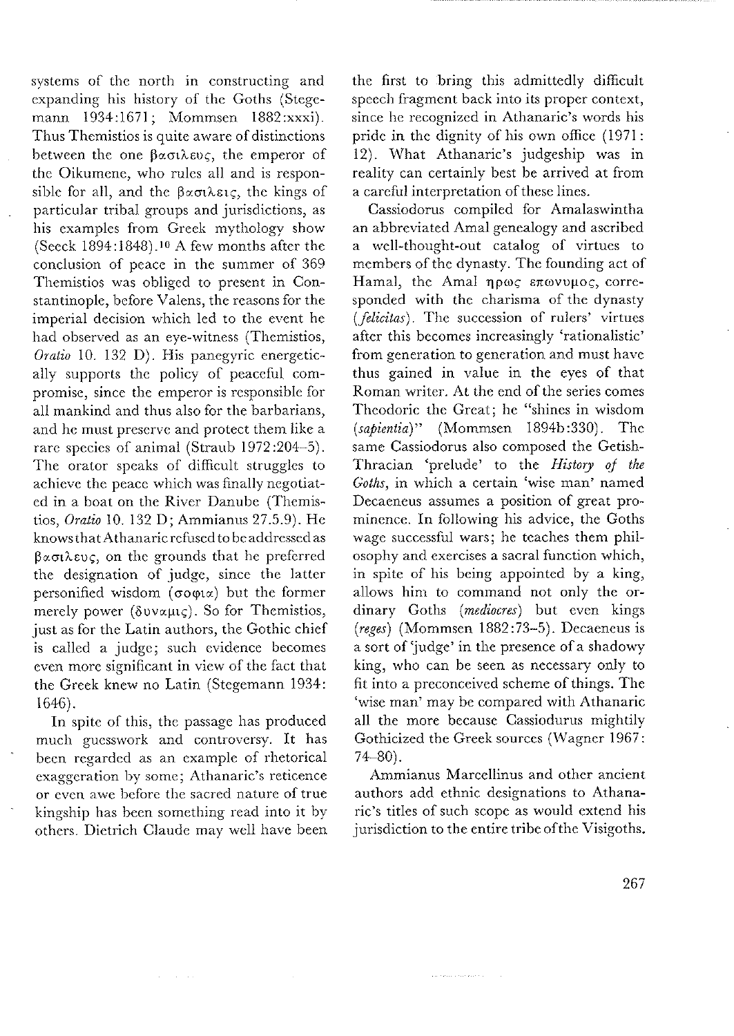systems of the north in constructing and expanding his history of the Goths (Stegemann 1934:1671; Mommsen 1882:xxxi). Thus Themistios is quite aware of distinctions between the one βασιλευς, the emperor of the Oikumene, who rules all and is responsible for all, and the βασιλεις, the kings of particular tribal groups and jurisdictions, as his examples from Greek mythology show (Seeck 1894:1848).[10] A few months after the conclusion of peace in the summer of 369 Themistios was obliged to present in Constantinople, before Valens, the reasons for the imperial decision which led to the event he had observed as an eye-witness (Themistios, *Oratio* 10. 132 D). His panegyric energetically supports the policy of peaceful compromise, since the emperor is responsible for all mankind and thus also for the barbarians, and he must preserve and protect them like a rare species of animal (Straub 1972:204–5). The orator speaks of difficult struggles to achieve the peace which was finally negotiated in a boat on the River Danube (Themistios, *Oratio* 10. 132 D; Ammianus 27.5.9). He knows that Athanaric refused to be addressed as βασιλευς, on the grounds that he preferred the designation of judge, since the latter personified wisdom (σοφια) but the former merely power (δυναμις). So for Themistios, just as for the Latin authors, the Gothic chief is called a judge; such evidence becomes even more significant in view of the fact that the Greek knew no Latin (Stegemann 1934:1646).

In spite of this, the passage has produced much guesswork and controversy. It has been regarded as an example of rhetorical exaggeration by some; Athanaric's reticence or even awe before the sacred nature of true kingship has been something read into it by others. Dietrich Claude may well have been the first to bring this admittedly difficult speech fragment back into its proper context, since he recognized in Athanaric's words his pride in the dignity of his own office (1971:12). What Athanaric's judgeship was in reality can certainly best be arrived at from a careful interpretation of these lines.

Cassiodorus compiled for Amalaswintha an abbreviated Amal genealogy and ascribed a well-thought-out catalog of virtues to members of the dynasty. The founding act of Hamal, the Amal ηρως επωνυμος, corresponded with the charisma of the dynasty (*felicitas*). The succession of rulers' virtues after this becomes increasingly 'rationalistic' from generation to generation and must have thus gained in value in the eyes of that Roman writer. At the end of the series comes Theodoric the Great; he "shines in wisdom (*sapientia*)" (Mommsen 1894b:330). The same Cassiodorus also composed the Getish-Thracian 'prelude' to the *History of the Goths*, in which a certain 'wise man' named Decaeneus assumes a position of great prominence. In following his advice, the Goths wage successful wars; he teaches them philosophy and exercises a sacral function which, in spite of his being appointed by a king, allows him to command not only the ordinary Goths (*mediocres*) but even kings (*reges*) (Mommsen 1882:73–5). Decaeneus is a sort of 'judge' in the presence of a shadowy king, who can be seen as necessary only to fit into a preconceived scheme of things. The 'wise man' may be compared with Athanaric all the more because Cassiodurus mightily Gothicized the Greek sources (Wagner 1967:74–80).

Ammianus Marcellinus and other ancient authors add ethnic designations to Athanaric's titles of such scope as would extend his jurisdiction to the entire tribe of the Visigoths.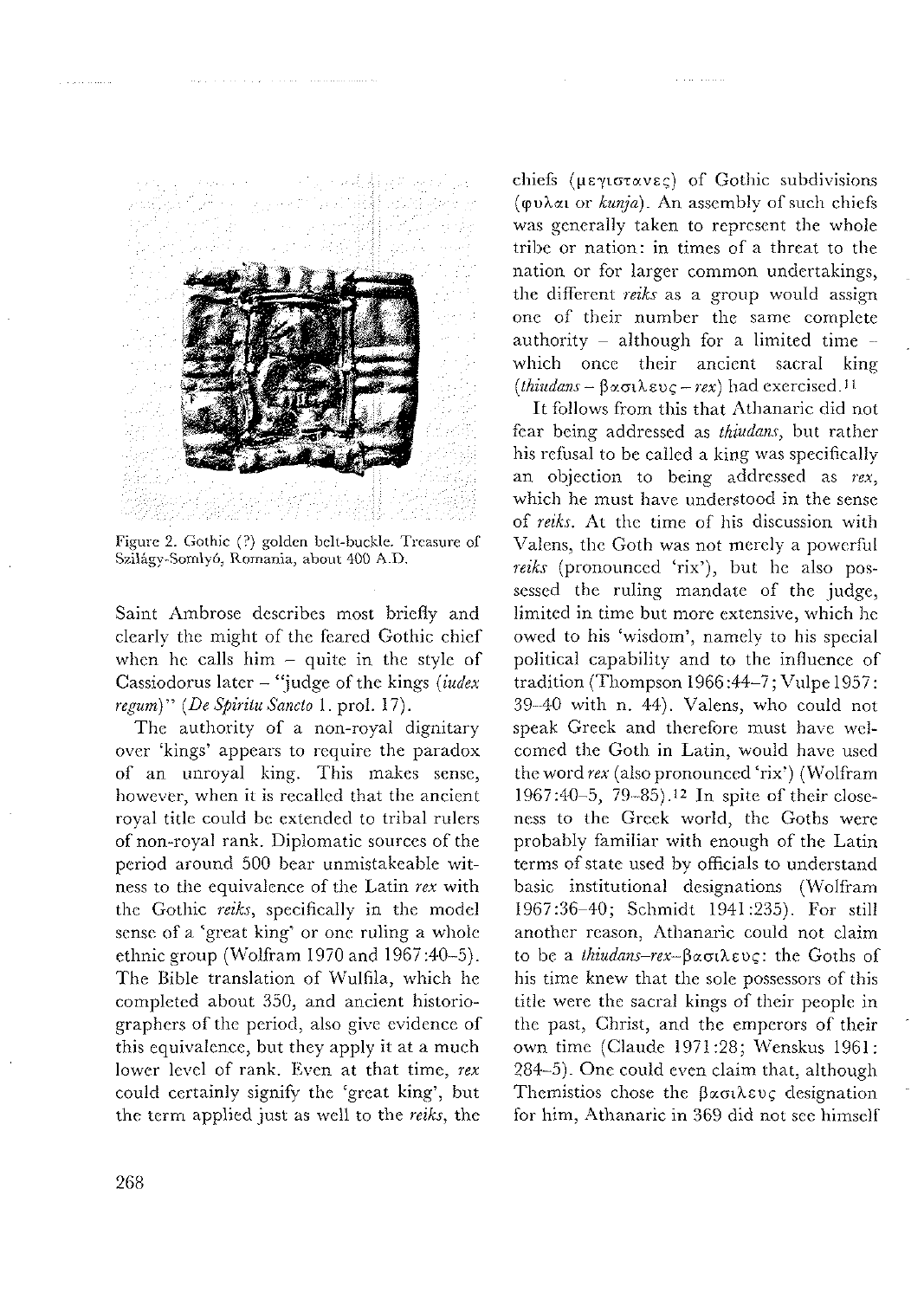Figure 2. Gothic (?) golden belt-buckle. Treasure of Szilágy-Somlyó, Romania, about 400 A.D.

Saint Ambrose describes most briefly and clearly the might of the feared Gothic chief when he calls him – quite in the style of Cassiodorus later – "judge of the kings (*iudex regum*)" (*De Spiritu Sancto* I. prol. 17).

The authority of a non-royal dignitary over 'kings' appears to require the paradox of an unroyal king. This makes sense, however, when it is recalled that the ancient royal title could be extended to tribal rulers of non-royal rank. Diplomatic sources of the period around 500 bear unmistakeable witness to the equivalence of the Latin *rex* with the Gothic *reiks*, specifically in the model sense of a 'great king' or one ruling a whole ethnic group (Wolfram 1970 and 1967:40–5). The Bible translation of Wulfila, which he completed about 350, and ancient historiographers of the period, also give evidence of this equivalence, but they apply it at a much lower level of rank. Even at that time, *rex* could certainly signify the 'great king', but the term applied just as well to the *reiks*, the chiefs (μεγιστανες) of Gothic subdivisions (φυλαι or *kunja*). An assembly of such chiefs was generally taken to represent the whole tribe or nation: in times of a threat to the nation or for larger common undertakings, the different *reiks* as a group would assign one of their number the same complete authority – although for a limited time – which once their ancient sacral king (*thiudans* – βασιλευς – *rex*) had exercised.[11]

It follows from this that Athanaric did not fear being addressed as *thiudans*, but rather his refusal to be called a king was specifically an objection to being addressed as *rex*, which he must have understood in the sense of *reiks*. At the time of his discussion with Valens, the Goth was not merely a powerful *reiks* (pronounced 'rix'), but he also possessed the ruling mandate of the judge, limited in time but more extensive, which he owed to his 'wisdom', namely to his special political capability and to the influence of tradition (Thompson 1966:44–7; Vulpe 1957:39–40 with n. 44). Valens, who could not speak Greek and therefore must have welcomed the Goth in Latin, would have used the word *rex* (also pronounced 'rix') (Wolfram 1967:40–5, 79–85).[12] In spite of their closeness to the Greek world, the Goths were probably familiar with enough of the Latin terms of state used by officials to understand basic institutional designations (Wolfram 1967:36–40; Schmidt 1941:235). For still another reason, Athanaric could not claim to be a *thiudans–rex*–βασιλευς: the Goths of his time knew that the sole possessors of this title were the sacral kings of their people in the past, Christ, and the emperors of their own time (Claude 1971:28; Wenskus 1961:284–5). One could even claim that, although Themistios chose the βασιλευς designation for him, Athanaric in 369 did not see himself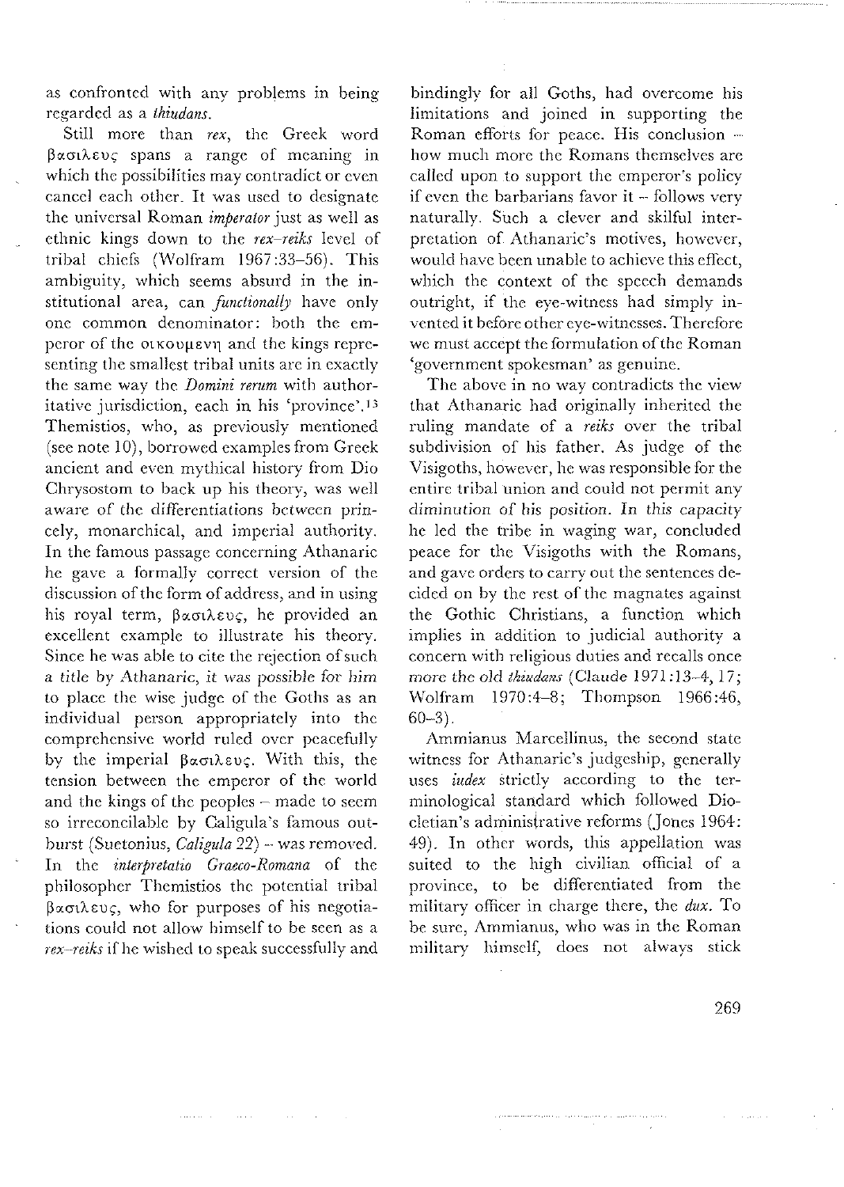as confronted with any problems in being regarded as a *thiudans*.

Still more than *rex*, the Greek word βασιλευς spans a range of meaning in which the possibilities may contradict or even cancel each other. It was used to designate the universal Roman *imperator* just as well as ethnic kings down to the *rex–reiks* level of tribal chiefs (Wolfram 1967:33–56). This ambiguity, which seems absurd in the institutional area, can *functionally* have only one common denominator: both the emperor of the οικουμενη and the kings representing the smallest tribal units are in exactly the same way the *Domini rerum* with authoritative jurisdiction, each in his 'province'.[13] Themistios, who, as previously mentioned (see note 10), borrowed examples from Greek ancient and even mythical history from Dio Chrysostom to back up his theory, was well aware of the differentiations between princely, monarchical, and imperial authority. In the famous passage concerning Athanaric he gave a formally correct version of the discussion of the form of address, and in using his royal term, βασιλευς, he provided an excellent example to illustrate his theory. Since he was able to cite the rejection of such a title by Athanaric, it was possible for him to place the wise judge of the Goths as an individual person appropriately into the comprehensive world ruled over peacefully by the imperial βασιλευς. With this, the tension between the emperor of the world and the kings of the peoples – made to seem so irreconcilable by Caligula's famous outburst (Suetonius, *Caligula* 22) – was removed. In the *interpretatio Graeco-Romana* of the philosopher Themistios the potential tribal βασιλευς, who for purposes of his negotiations could not allow himself to be seen as a *rex–reiks* if he wished to speak successfully and bindingly for all Goths, had overcome his limitations and joined in supporting the Roman efforts for peace. His conclusion – how much more the Romans themselves are called upon to support the emperor's policy if even the barbarians favor it – follows very naturally. Such a clever and skilful interpretation of Athanaric's motives, however, would have been unable to achieve this effect, which the context of the speech demands outright, if the eye-witness had simply invented it before other eye-witnesses. Therefore we must accept the formulation of the Roman 'government spokesman' as genuine.

The above in no way contradicts the view that Athanaric had originally inherited the ruling mandate of a *reiks* over the tribal subdivision of his father. As judge of the Visigoths, however, he was responsible for the entire tribal union and could not permit any diminution of his position. In this capacity he led the tribe in waging war, concluded peace for the Visigoths with the Romans, and gave orders to carry out the sentences decided on by the rest of the magnates against the Gothic Christians, a function which implies in addition to judicial authority a concern with religious duties and recalls once more the old *thiudans* (Claude 1971:13–4, 17; Wolfram 1970:4–8; Thompson 1966:46, 60–3).

Ammianus Marcellinus, the second state witness for Athanaric's judgeship, generally uses *iudex* strictly according to the terminological standard which followed Diocletian's administrative reforms (Jones 1964: 49). In other words, this appellation was suited to the high civilian official of a province, to be differentiated from the military officer in charge there, the *dux*. To be sure, Ammianus, who was in the Roman military himself, does not always stick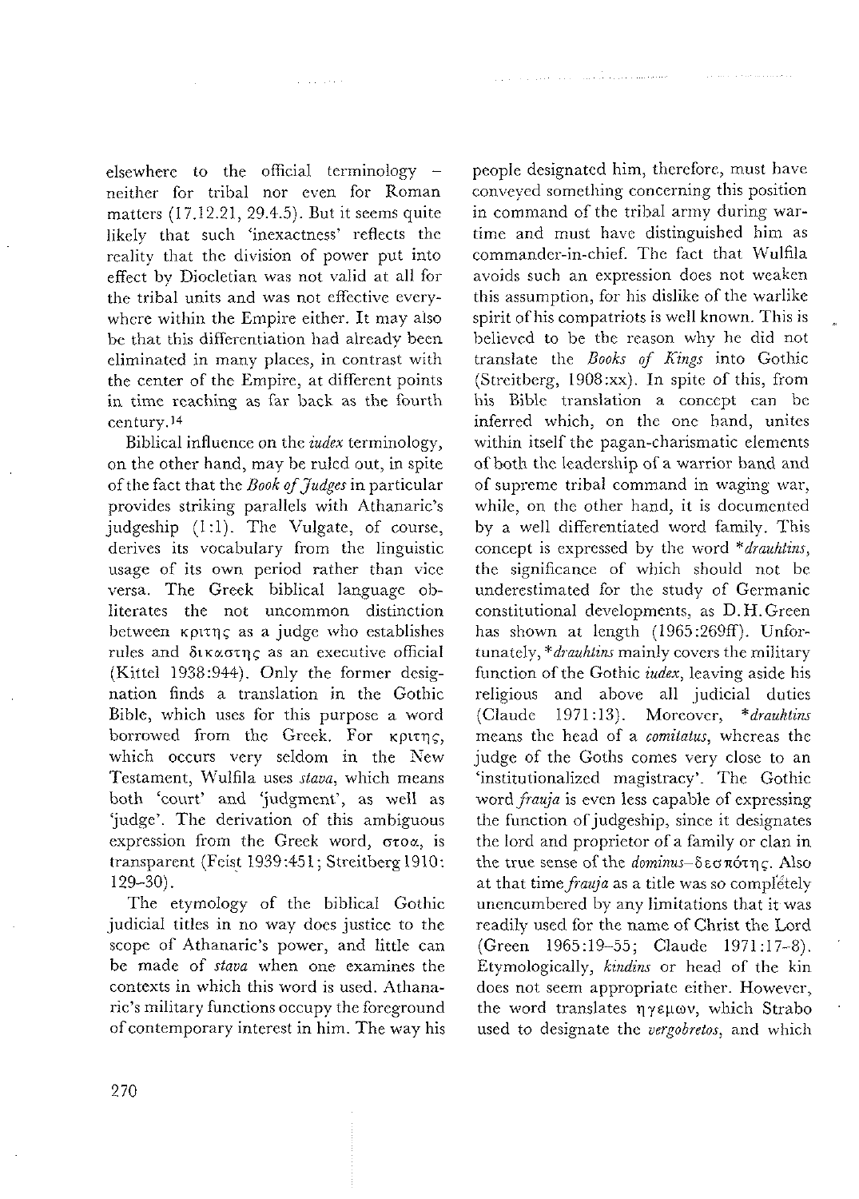elsewhere to the official terminology – neither for tribal nor even for Roman matters (17.12.21, 29.4.5). But it seems quite likely that such 'inexactness' reflects the reality that the division of power put into effect by Diocletian was not valid at all for the tribal units and was not effective everywhere within the Empire either. It may also be that this differentiation had already been eliminated in many places, in contrast with the center of the Empire, at different points in time reaching as far back as the fourth century.[14]

Biblical influence on the *iudex* terminology, on the other hand, may be ruled out, in spite of the fact that the *Book of Judges* in particular provides striking parallels with Athanaric's judgeship (1:1). The Vulgate, of course, derives its vocabulary from the linguistic usage of its own period rather than vice versa. The Greek biblical language obliterates the not uncommon distinction between κριτης as a judge who establishes rules and δικαστης as an executive official (Kittel 1938:944). Only the former designation finds a translation in the Gothic Bible, which uses for this purpose a word borrowed from the Greek. For κριτης, which occurs very seldom in the New Testament, Wulfila uses *stava*, which means both 'court' and 'judgment', as well as 'judge'. The derivation of this ambiguous expression from the Greek word, στοα, is transparent (Feist 1939:451; Streitberg 1910: 129–30).

The etymology of the biblical Gothic judicial titles in no way does justice to the scope of Athanaric's power, and little can be made of *stava* when one examines the contexts in which this word is used. Athanaric's military functions occupy the foreground of contemporary interest in him. The way his people designated him, therefore, must have conveyed something concerning this position in command of the tribal army during wartime and must have distinguished him as commander-in-chief. The fact that Wulfila avoids such an expression does not weaken this assumption, for his dislike of the warlike spirit of his compatriots is well known. This is believed to be the reason why he did not translate the *Books of Kings* into Gothic (Streitberg, 1908:xx). In spite of this, from his Bible translation a concept can be inferred which, on the one hand, unites within itself the pagan-charismatic elements of both the leadership of a warrior band and of supreme tribal command in waging war, while, on the other hand, it is documented by a well differentiated word family. This concept is expressed by the word **drauhtins*, the significance of which should not be underestimated for the study of Germanic constitutional developments, as D.H. Green has shown at length (1965:269ff). Unfortunately, **drauhtins* mainly covers the military function of the Gothic *iudex*, leaving aside his religious and above all judicial duties (Claude 1971:13). Moreover, **drauhtins* means the head of a *comitatus*, whereas the judge of the Goths comes very close to an 'institutionalized magistracy'. The Gothic word *frauja* is even less capable of expressing the function of judgeship, since it designates the lord and proprietor of a family or clan in the true sense of the *dominus*–δεσπότης. Also at that time *frauja* as a title was so completely unencumbered by any limitations that it was readily used for the name of Christ the Lord (Green 1965:19–55; Claude 1971:17–8). Etymologically, *kindins* or head of the kin does not seem appropriate either. However, the word translates ηγεμων, which Strabo used to designate the *vergobretos*, and which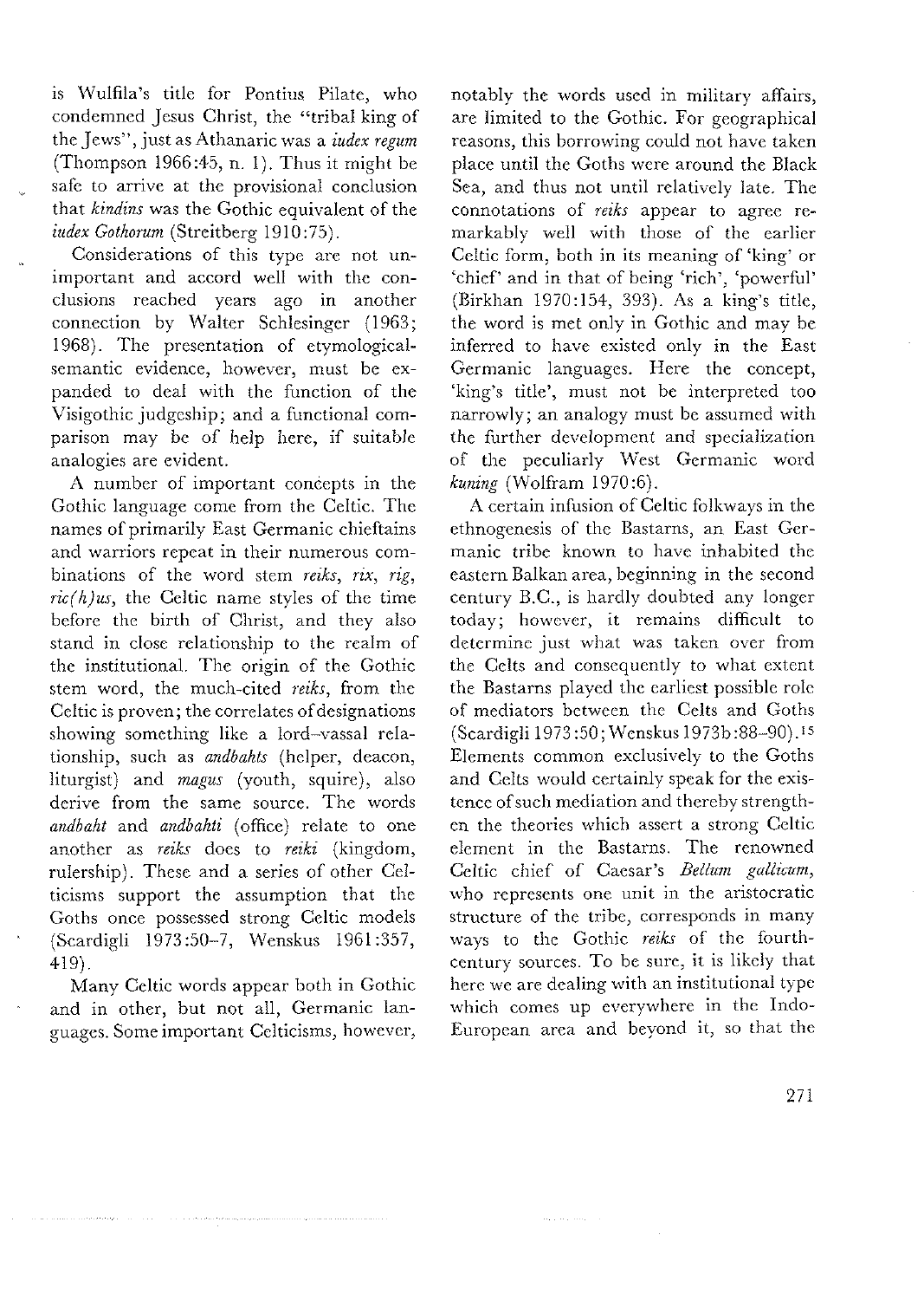is Wulfila's title for Pontius Pilate, who condemned Jesus Christ, the "tribal king of the Jews", just as Athanaric was a *iudex regum* (Thompson 1966:45, n. 1). Thus it might be safe to arrive at the provisional conclusion that *kindins* was the Gothic equivalent of the *iudex Gothorum* (Streitberg 1910:75).

Considerations of this type are not unimportant and accord well with the conclusions reached years ago in another connection by Walter Schlesinger (1963; 1968). The presentation of etymological-semantic evidence, however, must be expanded to deal with the function of the Visigothic judgeship; and a functional comparison may be of help here, if suitable analogies are evident.

A number of important concepts in the Gothic language come from the Celtic. The names of primarily East Germanic chieftains and warriors repeat in their numerous combinations of the word stem *reiks*, *rix*, *rig*, *ric(h)us*, the Celtic name styles of the time before the birth of Christ, and they also stand in close relationship to the realm of the institutional. The origin of the Gothic stem word, the much-cited *reiks*, from the Celtic is proven; the correlates of designations showing something like a lord–vassal relationship, such as *andbahts* (helper, deacon, liturgist) and *magus* (youth, squire), also derive from the same source. The words *andbaht* and *andbahti* (office) relate to one another as *reiks* does to *reiki* (kingdom, rulership). These and a series of other Celticisms support the assumption that the Goths once possessed strong Celtic models (Scardigli 1973:50–7, Wenskus 1961:357, 419).

Many Celtic words appear both in Gothic and in other, but not all, Germanic languages. Some important Celticisms, however, notably the words used in military affairs, are limited to the Gothic. For geographical reasons, this borrowing could not have taken place until the Goths were around the Black Sea, and thus not until relatively late. The connotations of *reiks* appear to agree remarkably well with those of the earlier Celtic form, both in its meaning of 'king' or 'chief' and in that of being 'rich', 'powerful' (Birkhan 1970:154, 393). As a king's title, the word is met only in Gothic and may be inferred to have existed only in the East Germanic languages. Here the concept, 'king's title', must not be interpreted too narrowly; an analogy must be assumed with the further development and specialization of the peculiarly West Germanic word *kuning* (Wolfram 1970:6).

A certain infusion of Celtic folkways in the ethnogenesis of the Bastarns, an East Germanic tribe known to have inhabited the eastern Balkan area, beginning in the second century B.C., is hardly doubted any longer today; however, it remains difficult to determine just what was taken over from the Celts and consequently to what extent the Bastarns played the earliest possible role of mediators between the Celts and Goths (Scardigli 1973:50; Wenskus 1973b:88–90).[15] Elements common exclusively to the Goths and Celts would certainly speak for the existence of such mediation and thereby strengthen the theories which assert a strong Celtic element in the Bastarns. The renowned Celtic chief of Caesar's *Bellum gallicum*, who represents one unit in the aristocratic structure of the tribe, corresponds in many ways to the Gothic *reiks* of the fourth-century sources. To be sure, it is likely that here we are dealing with an institutional type which comes up everywhere in the Indo-European area and beyond it, so that the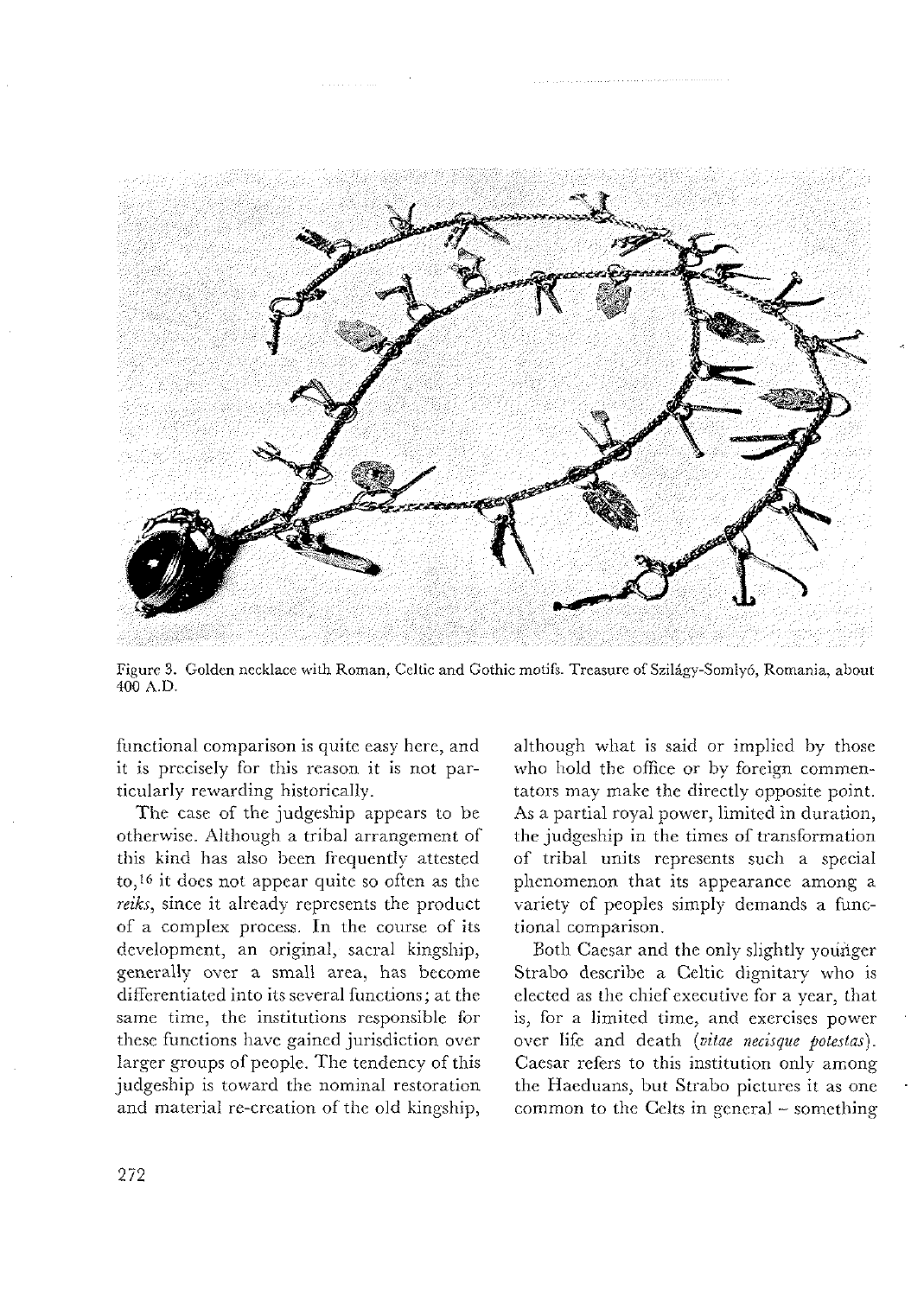Figure 3. Golden necklace with Roman, Celtic and Gothic motifs. Treasure of Szilágy-Somlyó, Romania, about 400 A.D.

functional comparison is quite easy here, and it is precisely for this reason it is not particularly rewarding historically.

The case of the judgeship appears to be otherwise. Although a tribal arrangement of this kind has also been frequently attested to,[16] it does not appear quite so often as the *reiks*, since it already represents the product of a complex process. In the course of its development, an original, sacral kingship, generally over a small area, has become differentiated into its several functions; at the same time, the institutions responsible for these functions have gained jurisdiction over larger groups of people. The tendency of this judgeship is toward the nominal restoration and material re-creation of the old kingship, although what is said or implied by those who hold the office or by foreign commentators may make the directly opposite point. As a partial royal power, limited in duration, the judgeship in the times of transformation of tribal units represents such a special phenomenon that its appearance among a variety of peoples simply demands a functional comparison.

Both Caesar and the only slightly younger Strabo describe a Celtic dignitary who is elected as the chief executive for a year, that is, for a limited time, and exercises power over life and death (*vitae necisque potestas*). Caesar refers to this institution only among the Haeduans, but Strabo pictures it as one common to the Celts in general – something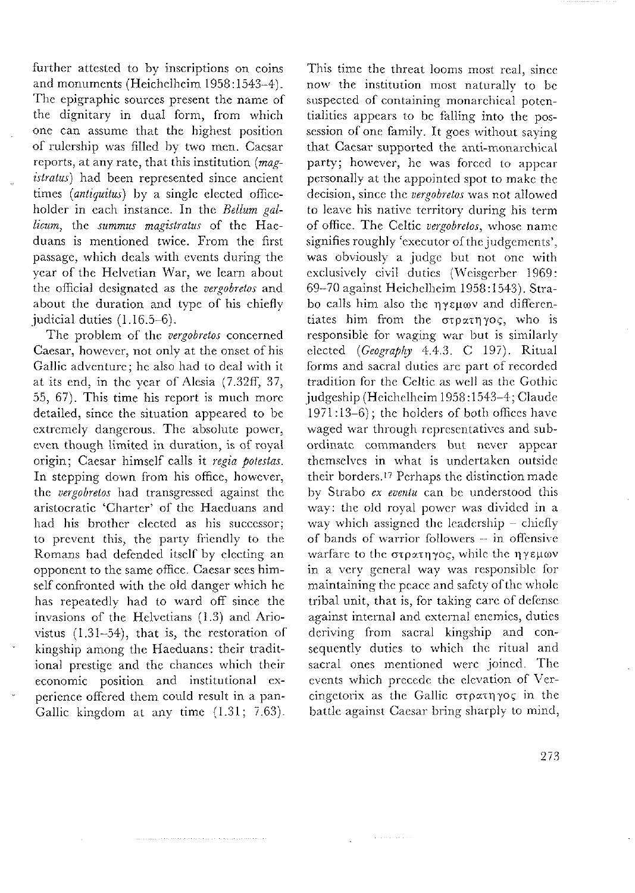further attested to by inscriptions on coins and monuments (Heichelheim 1958:1543–4). The epigraphic sources present the name of the dignitary in dual form, from which one can assume that the highest position of rulership was filled by two men. Caesar reports, at any rate, that this institution (*magistratus*) had been represented since ancient times (*antiquitus*) by a single elected office-holder in each instance. In the *Bellum gallicum*, the *summus magistratus* of the Haeduans is mentioned twice. From the first passage, which deals with events during the year of the Helvetian War, we learn about the official designated as the *vergobretos* and about the duration and type of his chiefly judicial duties (1.16.5–6).

The problem of the *vergobretos* concerned Caesar, however, not only at the onset of his Gallic adventure; he also had to deal with it at its end, in the year of Alesia (7.32ff, 37, 55, 67). This time his report is much more detailed, since the situation appeared to be extremely dangerous. The absolute power, even though limited in duration, is of royal origin; Caesar himself calls it *regia potestas*. In stepping down from his office, however, the *vergobretos* had transgressed against the aristocratic 'Charter' of the Haeduans and had his brother elected as his successor; to prevent this, the party friendly to the Romans had defended itself by electing an opponent to the same office. Caesar sees himself confronted with the old danger which he has repeatedly had to ward off since the invasions of the Helvetians (1.3) and Ariovistus (1.31–54), that is, the restoration of kingship among the Haeduans: their traditional prestige and the chances which their economic position and institutional experience offered them could result in a pan-Gallic kingdom at any time (1.31; 7.63). This time the threat looms most real, since now the institution most naturally to be suspected of containing monarchical potentialities appears to be falling into the possession of one family. It goes without saying that Caesar supported the anti-monarchical party; however, he was forced to appear personally at the appointed spot to make the decision, since the *vergobretos* was not allowed to leave his native territory during his term of office. The Celtic *vergobretos*, whose name signifies roughly 'executor of the judgements', was obviously a judge but not one with exclusively civil duties (Weisgerber 1969: 69–70 against Heichelheim 1958:1543). Strabo calls him also the ηγεμων and differentiates him from the στρατηγος, who is responsible for waging war but is similarly elected (*Geography* 4.4.3. C 197). Ritual forms and sacral duties are part of recorded tradition for the Celtic as well as the Gothic judgeship (Heichelheim 1958:1543–4; Claude 1971:13–6); the holders of both offices have waged war through representatives and subordinate commanders but never appear themselves in what is undertaken outside their borders.[17] Perhaps the distinction made by Strabo *ex eventu* can be understood this way: the old royal power was divided in a way which assigned the leadership – chiefly of bands of warrior followers – in offensive warfare to the στρατηγος, while the ηγεμων in a very general way was responsible for maintaining the peace and safety of the whole tribal unit, that is, for taking care of defense against internal and external enemies, duties deriving from sacral kingship and consequently duties to which the ritual and sacral ones mentioned were joined. The events which precede the elevation of Vercingetorix as the Gallic στρατηγος in the battle against Caesar bring sharply to mind,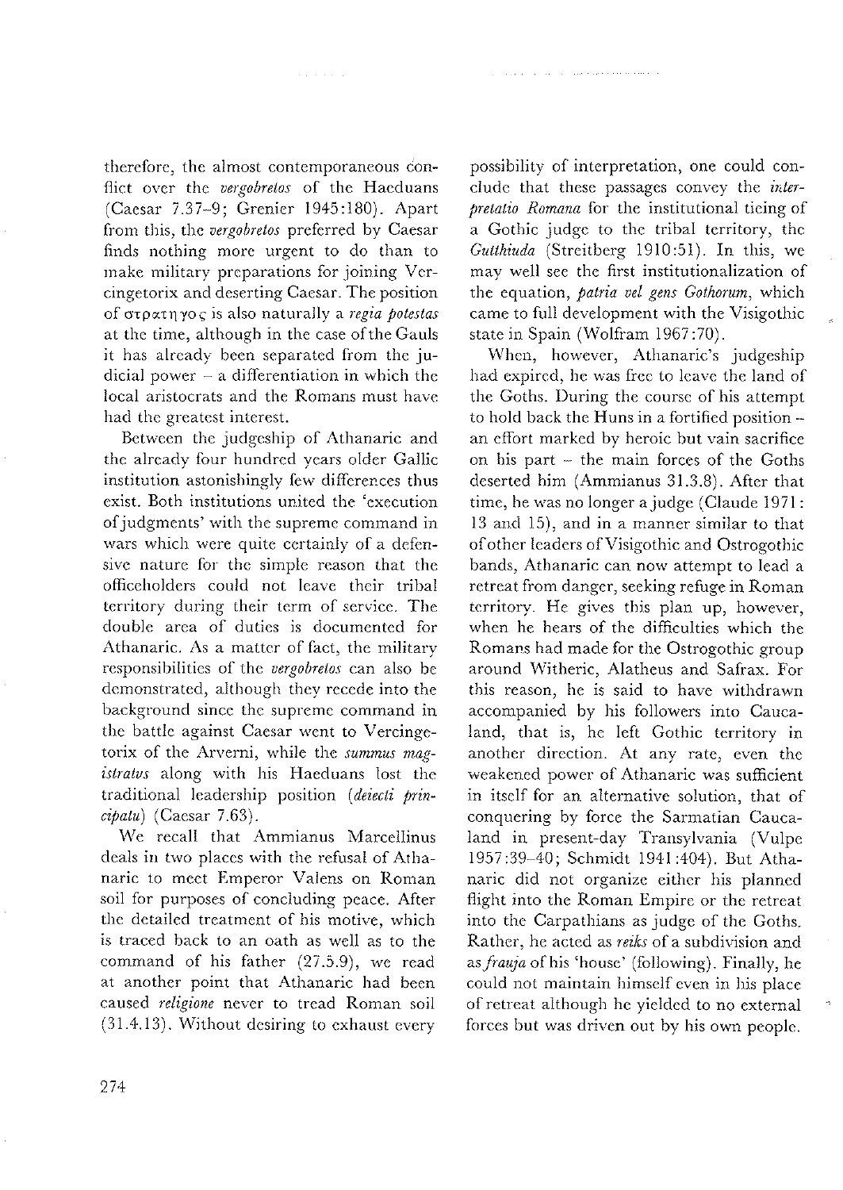therefore, the almost contemporaneous conflict over the *vergobretos* of the Haeduans (Caesar 7.37–9; Grenier 1945:180). Apart from this, the *vergobretos* preferred by Caesar finds nothing more urgent to do than to make military preparations for joining Vercingetorix and deserting Caesar. The position of στρατηγος is also naturally a *regia potestas* at the time, although in the case of the Gauls it has already been separated from the judicial power – a differentiation in which the local aristocrats and the Romans must have had the greatest interest.

Between the judgeship of Athanaric and the already four hundred years older Gallic institution astonishingly few differences thus exist. Both institutions united the 'execution of judgments' with the supreme command in wars which were quite certainly of a defensive nature for the simple reason that the officeholders could not leave their tribal territory during their term of service. The double area of duties is documented for Athanaric. As a matter of fact, the military responsibilities of the *vergobretos* can also be demonstrated, although they recede into the background since the supreme command in the battle against Caesar went to Vercingetorix of the Arverni, while the *summus magistratus* along with his Haeduans lost the traditional leadership position (*deiecti principatu*) (Caesar 7.63).

We recall that Ammianus Marcellinus deals in two places with the refusal of Athanaric to meet Emperor Valens on Roman soil for purposes of concluding peace. After the detailed treatment of his motive, which is traced back to an oath as well as to the command of his father (27.5.9), we read at another point that Athanaric had been caused *religione* never to tread Roman soil (31.4.13). Without desiring to exhaust every possibility of interpretation, one could conclude that these passages convey the *interpretatio Romana* for the institutional tieing of a Gothic judge to the tribal territory, the *Gutthiuda* (Streitberg 1910:51). In this, we may well see the first institutionalization of the equation, *patria vel gens Gothorum*, which came to full development with the Visigothic state in Spain (Wolfram 1967:70).

When, however, Athanaric's judgeship had expired, he was free to leave the land of the Goths. During the course of his attempt to hold back the Huns in a fortified position – an effort marked by heroic but vain sacrifice on his part – the main forces of the Goths deserted him (Ammianus 31.3.8). After that time, he was no longer a judge (Claude 1971: 13 and 15), and in a manner similar to that of other leaders of Visigothic and Ostrogothic bands, Athanaric can now attempt to lead a retreat from danger, seeking refuge in Roman territory. He gives this plan up, however, when he hears of the difficulties which the Romans had made for the Ostrogothic group around Witheric, Alatheus and Safrax. For this reason, he is said to have withdrawn accompanied by his followers into Caucaland, that is, he left Gothic territory in another direction. At any rate, even the weakened power of Athanaric was sufficient in itself for an alternative solution, that of conquering by force the Sarmatian Caucaland in present-day Transylvania (Vulpe 1957:39–40; Schmidt 1941:404). But Athanaric did not organize either his planned flight into the Roman Empire or the retreat into the Carpathians as judge of the Goths. Rather, he acted as *reiks* of a subdivision and as *frauja* of his 'house' (following). Finally, he could not maintain himself even in his place of retreat although he yielded to no external forces but was driven out by his own people.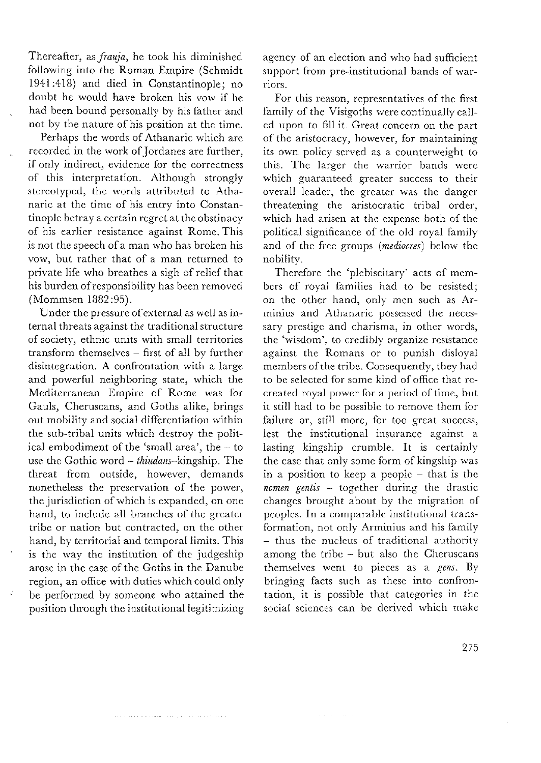Thereafter, as *frauja*, he took his diminished following into the Roman Empire (Schmidt 1941:418) and died in Constantinople; no doubt he would have broken his vow if he had been bound personally by his father and not by the nature of his position at the time.

Perhaps the words of Athanaric which are recorded in the work of Jordanes are further, if only indirect, evidence for the correctness of this interpretation. Although strongly stereotyped, the words attributed to Athanaric at the time of his entry into Constantinople betray a certain regret at the obstinacy of his earlier resistance against Rome. This is not the speech of a man who has broken his vow, but rather that of a man returned to private life who breathes a sigh of relief that his burden of responsibility has been removed (Mommsen 1882:95).

Under the pressure of external as well as internal threats against the traditional structure of society, ethnic units with small territories transform themselves – first of all by further disintegration. A confrontation with a large and powerful neighboring state, which the Mediterranean Empire of Rome was for Gauls, Cheruscans, and Goths alike, brings out mobility and social differentiation within the sub-tribal units which destroy the political embodiment of the 'small area', the – to use the Gothic word – *thiudans*–kingship. The threat from outside, however, demands nonetheless the preservation of the power, the jurisdiction of which is expanded, on one hand, to include all branches of the greater tribe or nation but contracted, on the other hand, by territorial and temporal limits. This is the way the institution of the judgeship arose in the case of the Goths in the Danube region, an office with duties which could only be performed by someone who attained the position through the institutional legitimizing agency of an election and who had sufficient support from pre-institutional bands of warriors.

For this reason, representatives of the first family of the Visigoths were continually called upon to fill it. Great concern on the part of the aristocracy, however, for maintaining its own policy served as a counterweight to this. The larger the warrior bands were which guaranteed greater success to their overall leader, the greater was the danger threatening the aristocratic tribal order, which had arisen at the expense both of the political significance of the old royal family and of the free groups (*mediocres*) below the nobility.

Therefore the 'plebiscitary' acts of members of royal families had to be resisted; on the other hand, only men such as Arminius and Athanaric possessed the necessary prestige and charisma, in other words, the 'wisdom', to credibly organize resistance against the Romans or to punish disloyal members of the tribe. Consequently, they had to be selected for some kind of office that recreated royal power for a period of time, but it still had to be possible to remove them for failure or, still more, for too great success, lest the institutional insurance against a lasting kingship crumble. It is certainly the case that only some form of kingship was in a position to keep a people – that is the *nomen gentis* – together during the drastic changes brought about by the migration of peoples. In a comparable institutional transformation, not only Arminius and his family – thus the nucleus of traditional authority among the tribe – but also the Cheruscans themselves went to pieces as a *gens*. By bringing facts such as these into confrontation, it is possible that categories in the social sciences can be derived which make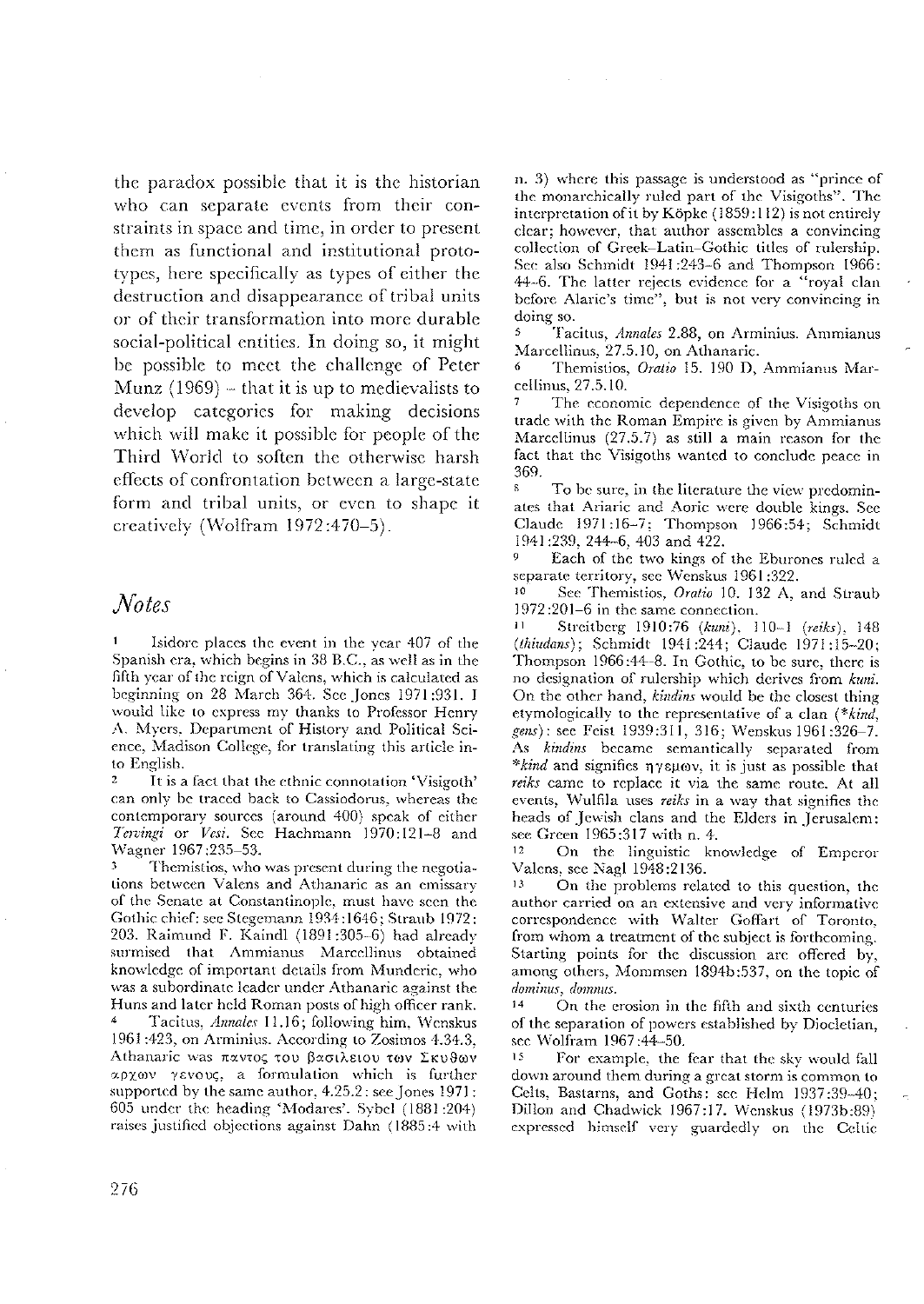the paradox possible that it is the historian who can separate events from their constraints in space and time, in order to present them as functional and institutional prototypes, here specifically as types of either the destruction and disappearance of tribal units or of their transformation into more durable social-political entities. In doing so, it might be possible to meet the challenge of Peter Munz (1969) – that it is up to medievalists to develop categories for making decisions which will make it possible for people of the Third World to soften the otherwise harsh effects of confrontation between a large-state form and tribal units, or even to shape it creatively (Wolfram 1972:470–5).

## Notes

1 Isidore places the event in the year 407 of the Spanish era, which begins in 38 B.C., as well as in the fifth year of the reign of Valens, which is calculated as beginning on 28 March 364. See Jones 1971:931. I would like to express my thanks to Professor Henry A. Myers, Department of History and Political Science, Madison College, for translating this article into English.

2 It is a fact that the ethnic connotation 'Visigoth' can only be traced back to Cassiodorus, whereas the contemporary sources (around 400) speak of either *Tervingi* or *Vesi*. See Hachmann 1970:121–8 and Wagner 1967:235–53.

3 Themistios, who was present during the negotiations between Valens and Athanaric as an emissary of the Senate at Constantinople, must have seen the Gothic chief: see Stegemann 1934:1646; Straub 1972:203. Raimund F. Kaindl (1891:305–6) had already surmised that Ammianus Marcellinus obtained knowledge of important details from Munderic, who was a subordinate leader under Athanaric against the Huns and later held Roman posts of high officer rank.

4 Tacitus, *Annales* 11.16; following him, Wenskus 1961:423, on Arminius. According to Zosimos 4.34.3, Athanaric was παντος του βασιλειου των Σκυθων αρχων γενους, a formulation which is further supported by the same author, 4.25.2: see Jones 1971:605 under the heading 'Modares'. Sybel (1881:204) raises justified objections against Dahn (1885:4 with n. 3) where this passage is understood as "prince of the monarchically ruled part of the Visigoths". The interpretation of it by Köpke (1859:112) is not entirely clear; however, that author assembles a convincing collection of Greek–Latin–Gothic titles of rulership. See also Schmidt 1941:243–6 and Thompson 1966:44–6. The latter rejects evidence for a "royal clan before Alaric's time", but is not very convincing in doing so.

5 Tacitus, *Annales* 2.88, on Arminius. Ammianus Marcellinus, 27.5.10, on Athanaric.

6 Themistios, *Oratio* 15. 190 D, Ammianus Marcellinus, 27.5.10.

7 The economic dependence of the Visigoths on trade with the Roman Empire is given by Ammianus Marcellinus (27.5.7) as still a main reason for the fact that the Visigoths wanted to conclude peace in 369.

8 To be sure, in the literature the view predominates that Ariaric and Aoric were double kings. See Claude 1971:16–7; Thompson 1966:54; Schmidt 1941:239, 244–6, 403 and 422.

9 Each of the two kings of the Eburones ruled a separate territory, see Wenskus 1961:322.

10 See Themistios, *Oratio* 10. 132 A, and Straub 1972:201–6 in the same connection.

11 Streitberg 1910:76 (*kuni*), 110–1 (*reiks*), 148 (*thiudans*); Schmidt 1941:244; Claude 1971:15–20; Thompson 1966:44–8. In Gothic, to be sure, there is no designation of rulership which derives from *kuni*. On the other hand, *kindins* would be the closest thing etymologically to the representative of a clan (*\*kind, gens*): see Feist 1939:311, 316; Wenskus 1961:326–7. As *kindins* became semantically separated from *\*kind* and signifies ηγεμων, it is just as possible that *reiks* came to replace it via the same route. At all events, Wulfila uses *reiks* in a way that signifies the heads of Jewish clans and the Elders in Jerusalem: see Green 1965:317 with n. 4.

12 On the linguistic knowledge of Emperor Valens, see Nagl 1948:2136.

13 On the problems related to this question, the author carried on an extensive and very informative correspondence with Walter Goffart of Toronto, from whom a treatment of the subject is forthcoming. Starting points for the discussion are offered by, among others, Mommsen 1894b:537, on the topic of *dominus, domnus*.

14 On the erosion in the fifth and sixth centuries of the separation of powers established by Diocletian, see Wolfram 1967:44–50.

15 For example, the fear that the sky would fall down around them during a great storm is common to Celts, Bastarns, and Goths: see Helm 1937:39–40; Dillon and Chadwick 1967:17. Wenskus (1973b:89) expressed himself very guardedly on the Celtic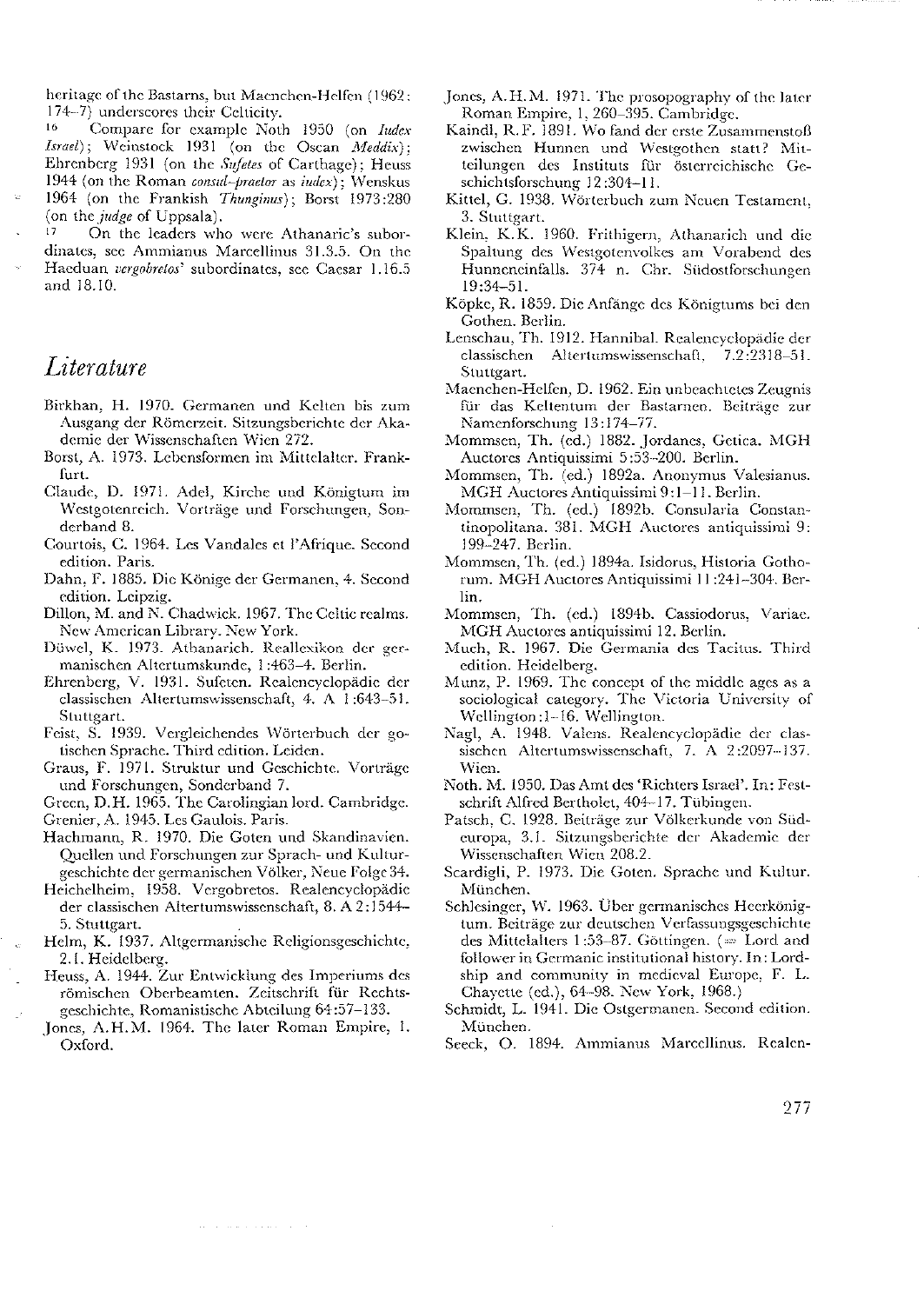heritage of the Bastarns, but Maenchen-Helfen (1962: 174–7) underscores their Celticity.

[16] Compare for example Noth 1950 (on *Iudex Israel*); Weinstock 1931 (on the Oscan *Meddix*); Ehrenberg 1931 (on the *Sufetes* of Carthage); Heuss 1944 (on the Roman *consul-praetor* as *iudex*); Wenskus 1964 (on the Frankish *Thunginus*); Borst 1973:280 (on the *judge* of Uppsala).

[17] On the leaders who were Athanaric's subordinates, see Ammianus Marcellinus 31.3.5. On the Haeduan *vergobretos*' subordinates, see Caesar 1.16.5 and 18.10.

## Literature

Birkhan, H. 1970. Germanen und Kelten bis zum Ausgang der Römerzeit. Sitzungsberichte der Akademie der Wissenschaften Wien 272.

Borst, A. 1973. Lebensformen im Mittelalter. Frankfurt.

Claude, D. 1971. Adel, Kirche und Königtum im Westgotenreich. Vorträge und Forschungen, Sonderband 8.

Courtois, C. 1964. Les Vandales et l'Afrique. Second edition. Paris.

Dahn, F. 1885. Die Könige der Germanen, 4. Second edition. Leipzig.

Dillon, M. and N. Chadwick. 1967. The Celtic realms. New American Library. New York.

Düwel, K. 1973. Athanarich. Reallexikon der germanischen Altertumskunde, 1:463–4. Berlin.

Ehrenberg, V. 1931. Sufeten. Realencyclopädie der classischen Altertumswissenschaft, 4. A 1:643–51. Stuttgart.

Feist, S. 1939. Vergleichendes Wörterbuch der gotischen Sprache. Third edition. Leiden.

Graus, F. 1971. Struktur und Geschichte. Vorträge und Forschungen, Sonderband 7.

Green, D.H. 1965. The Carolingian lord. Cambridge.

Grenier, A. 1945. Les Gaulois. Paris.

Hachmann, R. 1970. Die Goten und Skandinavien. Quellen und Forschungen zur Sprach- und Kulturgeschichte der germanischen Völker, Neue Folge 34.

Heichelheim, 1958. Vergobretos. Realencyclopädie der classischen Altertumswissenschaft, 8. A 2:1544–5. Stuttgart.

Helm, K. 1937. Altgermanische Religionsgeschichte, 2.1. Heidelberg.

Heuss, A. 1944. Zur Entwicklung des Imperiums des römischen Oberbeamten. Zeitschrift für Rechtsgeschichte, Romanistische Abteilung 64:57–133.

Jones, A.H.M. 1964. The later Roman Empire, 1. Oxford.

Jones, A.H.M. 1971. The prosopography of the later Roman Empire, 1, 260–395. Cambridge.

Kaindl, R.F. 1891. Wo fand der erste Zusammenstoß zwischen Hunnen und Westgothen statt? Mitteilungen des Instituts für österreichische Geschichtsforschung 12:304–11.

Kittel, G. 1938. Wörterbuch zum Neuen Testament, 3. Stuttgart.

Klein, K.K. 1960. Frithigern, Athanarich und die Spaltung des Westgotenvolkes am Vorabend des Hunneneinfalls. 374 n. Chr. Südostforschungen 19:34–51.

Köpke, R. 1859. Die Anfänge des Königtums bei den Gothen. Berlin.

Lenschau, Th. 1912. Hannibal. Realencyclopädie der classischen Altertumswissenschaft, 7.2:2318–51. Stuttgart.

Maenchen-Helfen, D. 1962. Ein unbeachtetes Zeugnis für das Keltentum der Bastarnen. Beiträge zur Namenforschung 13:174–77.

Mommsen, Th. (ed.) 1882. Jordanes, Getica. MGH Auctores Antiquissimi 5:53–200. Berlin.

Mommsen, Th. (ed.) 1892a. Anonymus Valesianus. MGH Auctores Antiquissimi 9:1–11. Berlin.

Mommsen, Th. (ed.) 1892b. Consularia Constantinopolitana. 381. MGH Auctores antiquissimi 9: 199–247. Berlin.

Mommsen, Th. (ed.) 1894a. Isidorus, Historia Gothorum. MGH Auctores Antiquissimi 11:241–304. Berlin.

Mommsen, Th. (ed.) 1894b. Cassiodorus, Variae. MGH Auctores antiquissimi 12. Berlin.

Much, R. 1967. Die Germania des Tacitus. Third edition. Heidelberg.

Munz, P. 1969. The concept of the middle ages as a sociological category. The Victoria University of Wellington:1–16. Wellington.

Nagl, A. 1948. Valens. Realencyclopädie der classischen Altertumswissenschaft, 7. A 2:2097–137. Wien.

Noth, M. 1950. Das Amt des 'Richters Israel'. In: Festschrift Alfred Bertholet, 404–17. Tübingen.

Patsch, C. 1928. Beiträge zur Völkerkunde von Südeuropa, 3.1. Sitzungsberichte der Akademie der Wissenschaften Wien 208.2.

Scardigli, P. 1973. Die Goten. Sprache und Kultur. München.

Schlesinger, W. 1963. Über germanisches Heerkönigtum. Beiträge zur deutschen Verfassungsgeschichte des Mittelalters 1:53–87. Göttingen. (= Lord and follower in Germanic institutional history. In: Lordship and community in medieval Europe, F. L. Chayette (ed.), 64–98. New York, 1968.)

Schmidt, L. 1941. Die Ostgermanen. Second edition. München.

Seeck, O. 1894. Ammianus Marcellinus. Realen-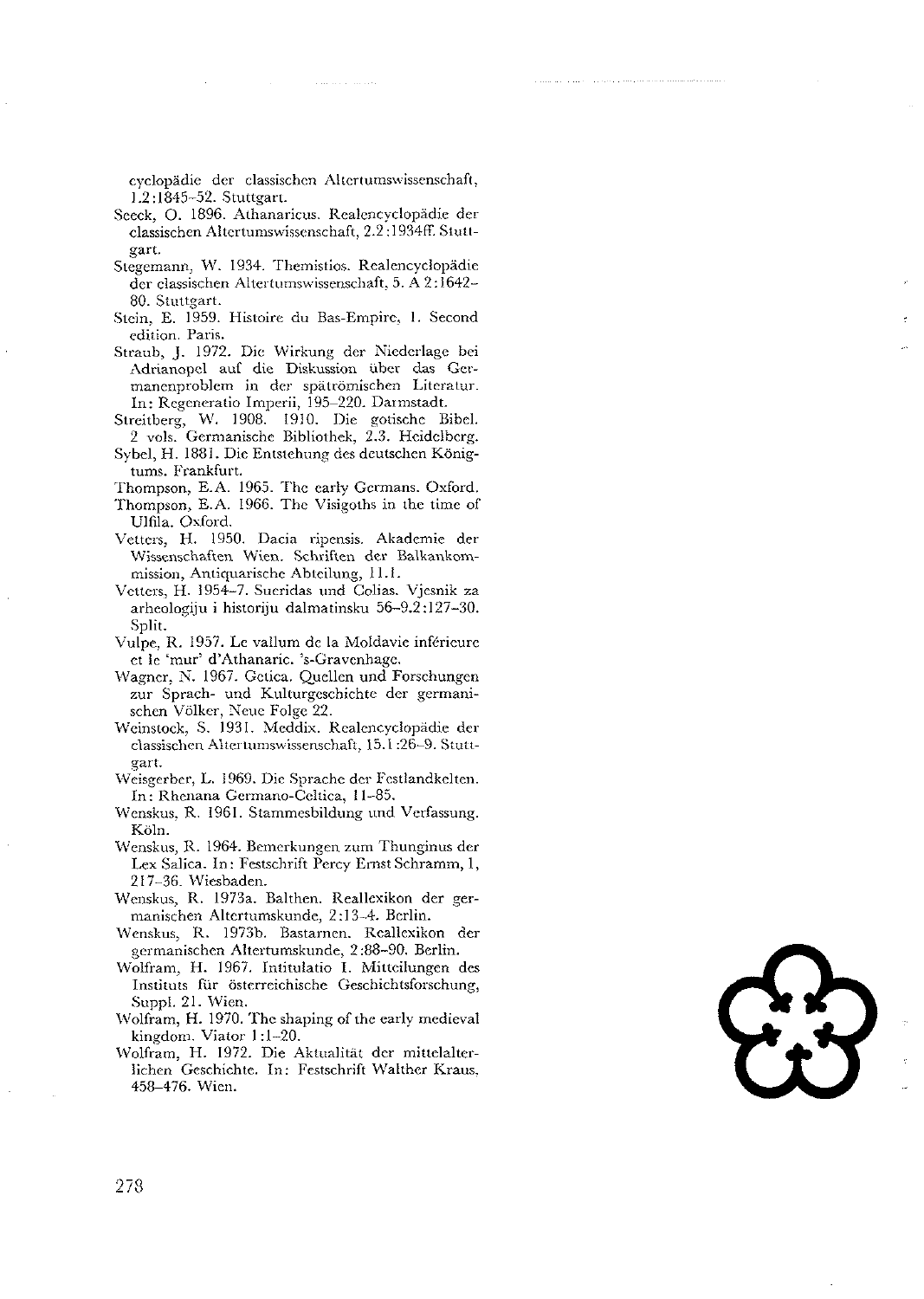cyclopädie der classischen Altertumswissenschaft, 1.2:1845–52. Stuttgart.

Seeck, O. 1896. Athanaricus. Realencyclopädie der classischen Altertumswissenschaft, 2.2:1934ff. Stuttgart.

Stegemann, W. 1934. Themistios. Realencyclopädie der classischen Altertumswissenschaft, 5. A 2:1642–80. Stuttgart.

Stein, E. 1959. Histoire du Bas-Empire, 1. Second edition. Paris.

Straub, J. 1972. Die Wirkung der Niederlage bei Adrianopel auf die Diskussion über das Germanenproblem in der spätrömischen Literatur. In: Regeneratio Imperii, 195–220. Darmstadt.

Streitberg, W. 1908. 1910. Die gotische Bibel. 2 vols. Germanische Bibliothek, 2.3. Heidelberg.

Sybel, H. 1881. Die Entstehung des deutschen Königtums. Frankfurt.

Thompson, E.A. 1965. The early Germans. Oxford.

Thompson, E.A. 1966. The Visigoths in the time of Ulfila. Oxford.

Vetters, H. 1950. Dacia ripensis. Akademie der Wissenschaften Wien. Schriften der Balkankommission, Antiquarische Abteilung, 11.1.

Vetters, H. 1954–7. Sueridas und Colias. Vjesnik za arheologiju i historiju dalmatinsku 56–9.2:127–30. Split.

Vulpe, R. 1957. Le vallum de la Moldavie inférieure et le 'mur' d'Athanaric. 's-Gravenhage.

Wagner, N. 1967. Getica. Quellen und Forschungen zur Sprach- und Kulturgeschichte der germanischen Völker, Neue Folge 22.

Weinstock, S. 1931. Meddix. Realencyclopädie der classischen Altertumswissenschaft, 15.1:26–9. Stuttgart.

Weisgerber, L. 1969. Die Sprache der Festlandkelten. In: Rhenana Germano-Celtica, 11–85.

Wenskus, R. 1961. Stammesbildung und Verfassung. Köln.

Wenskus, R. 1964. Bemerkungen zum Thunginus der Lex Salica. In: Festschrift Percy Ernst Schramm, 1, 217–36. Wiesbaden.

Wenskus, R. 1973a. Balthen. Reallexikon der germanischen Altertumskunde, 2:13–4. Berlin.

Wenskus, R. 1973b. Bastarnen. Reallexikon der germanischen Altertumskunde, 2:88–90. Berlin.

Wolfram, H. 1967. Intitulatio I. Mitteilungen des Instituts für österreichische Geschichtsforschung, Suppl. 21. Wien.

Wolfram, H. 1970. The shaping of the early medieval kingdom. Viator 1:1–20.

Wolfram, H. 1972. Die Aktualität der mittelalterlichen Geschichte. In: Festschrift Walther Kraus, 458–476. Wien.